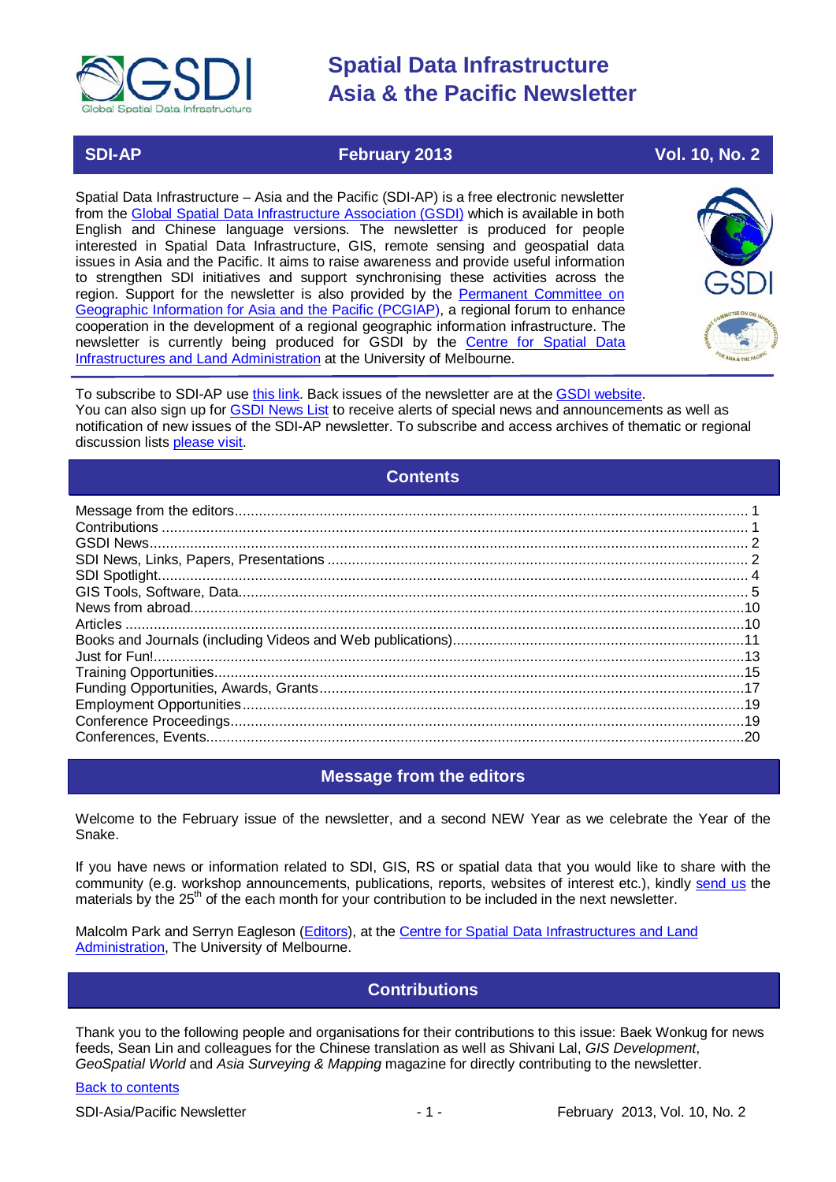# Spatial Data Infrastructure Asia & the Pacific Newsletter

**SDI-AP** | **February 2013** | **Vol. 10, No. 2**

Spatial Data Infrastructure – Asia and the Pacific (SDI-AP) is a free electronic newsletter from the Global Spatial Data Infrastructure Association (GSDI) which is available in both English and Chinese language versions. The newsletter is produced for people interested in Spatial Data Infrastructure, GIS, remote sensing and geospatial data issues in Asia and the Pacific. It aims to raise awareness and provide useful information to strengthen SDI initiatives and support synchronising these activities across the region. Support for the newsletter is also provided by the Permanent Committee on Geographic Information for Asia and the Pacific (PCGIAP), a regional forum to enhance cooperation in the development of a regional geographic information infrastructure. The newsletter is currently being produced for GSDI by the Centre for Spatial Data Infrastructures and Land Administration at the University of Melbourne.

To subscribe to SDI-AP use this link. Back issues of the newsletter are at the GSDI website.
You can also sign up for GSDI News List to receive alerts of special news and announcements as well as notification of new issues of the SDI-AP newsletter. To subscribe and access archives of thematic or regional discussion lists please visit.

## Contents

- Message from the editors ... 1
- Contributions ... 1
- GSDI News ... 2
- SDI News, Links, Papers, Presentations ... 2
- SDI Spotlight ... 4
- GIS Tools, Software, Data ... 5
- News from abroad ... 10
- Articles ... 10
- Books and Journals (including Videos and Web publications) ... 11
- Just for Fun! ... 13
- Training Opportunities ... 15
- Funding Opportunities, Awards, Grants ... 17
- Employment Opportunities ... 19
- Conference Proceedings ... 19
- Conferences, Events ... 20

## Message from the editors

Welcome to the February issue of the newsletter, and a second NEW Year as we celebrate the Year of the Snake.

If you have news or information related to SDI, GIS, RS or spatial data that you would like to share with the community (e.g. workshop announcements, publications, reports, websites of interest etc.), kindly send us the materials by the 25th of the each month for your contribution to be included in the next newsletter.

Malcolm Park and Serryn Eagleson (Editors), at the Centre for Spatial Data Infrastructures and Land Administration, The University of Melbourne.

## Contributions

Thank you to the following people and organisations for their contributions to this issue: Baek Wonkug for news feeds, Sean Lin and colleagues for the Chinese translation as well as Shivani Lal, *GIS Development*, *GeoSpatial World* and *Asia Surveying & Mapping* magazine for directly contributing to the newsletter.

Back to contents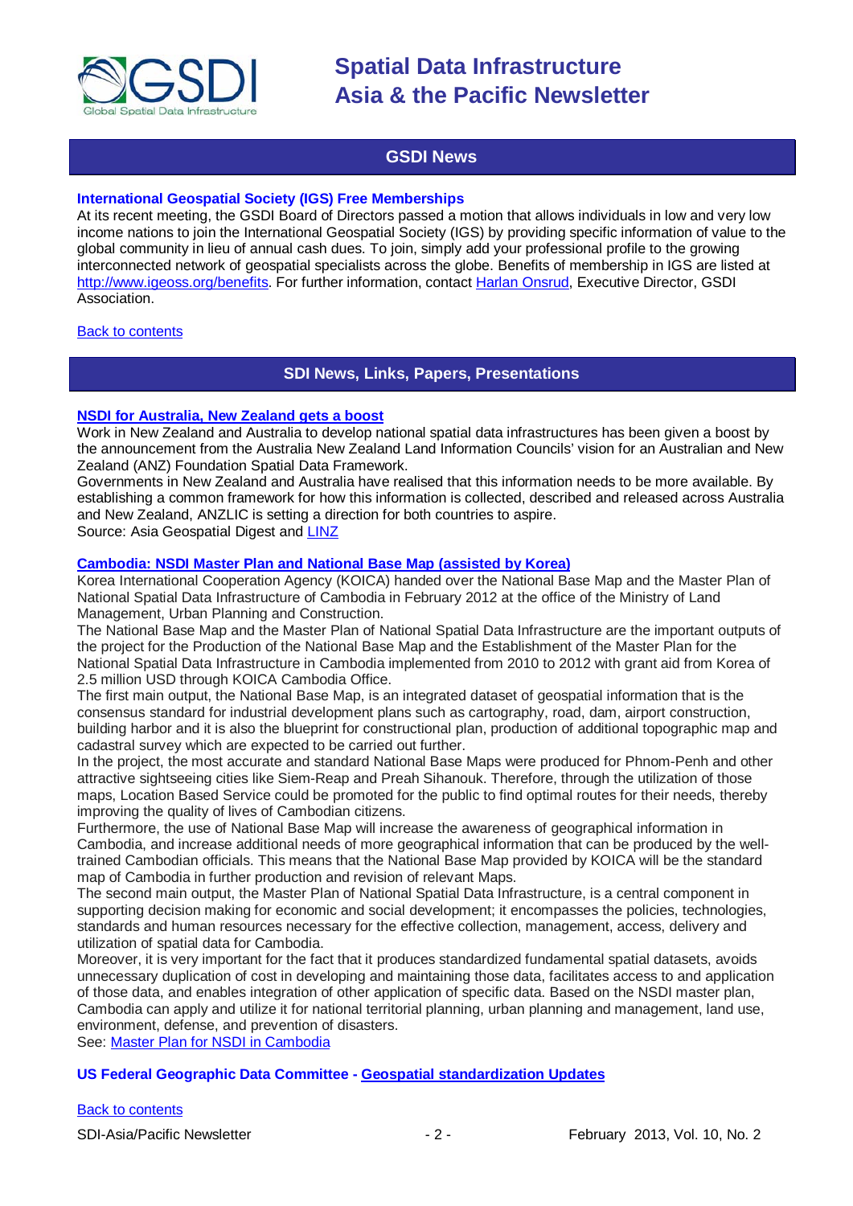## GSDI News

**International Geospatial Society (IGS) Free Memberships**
At its recent meeting, the GSDI Board of Directors passed a motion that allows individuals in low and very low income nations to join the International Geospatial Society (IGS) by providing specific information of value to the global community in lieu of annual cash dues. To join, simply add your professional profile to the growing interconnected network of geospatial specialists across the globe. Benefits of membership in IGS are listed at http://www.igeoss.org/benefits. For further information, contact Harlan Onsrud, Executive Director, GSDI Association.

Back to contents

## SDI News, Links, Papers, Presentations

**NSDI for Australia, New Zealand gets a boost**
Work in New Zealand and Australia to develop national spatial data infrastructures has been given a boost by the announcement from the Australia New Zealand Land Information Councils' vision for an Australian and New Zealand (ANZ) Foundation Spatial Data Framework.
Governments in New Zealand and Australia have realised that this information needs to be more available. By establishing a common framework for how this information is collected, described and released across Australia and New Zealand, ANZLIC is setting a direction for both countries to aspire.
Source: Asia Geospatial Digest and LINZ

**Cambodia: NSDI Master Plan and National Base Map (assisted by Korea)**
Korea International Cooperation Agency (KOICA) handed over the National Base Map and the Master Plan of National Spatial Data Infrastructure of Cambodia in February 2012 at the office of the Ministry of Land Management, Urban Planning and Construction.
The National Base Map and the Master Plan of National Spatial Data Infrastructure are the important outputs of the project for the Production of the National Base Map and the Establishment of the Master Plan for the National Spatial Data Infrastructure in Cambodia implemented from 2010 to 2012 with grant aid from Korea of 2.5 million USD through KOICA Cambodia Office.
The first main output, the National Base Map, is an integrated dataset of geospatial information that is the consensus standard for industrial development plans such as cartography, road, dam, airport construction, building harbor and it is also the blueprint for constructional plan, production of additional topographic map and cadastral survey which are expected to be carried out further.
In the project, the most accurate and standard National Base Maps were produced for Phnom-Penh and other attractive sightseeing cities like Siem-Reap and Preah Sihanouk. Therefore, through the utilization of those maps, Location Based Service could be promoted for the public to find optimal routes for their needs, thereby improving the quality of lives of Cambodian citizens.
Furthermore, the use of National Base Map will increase the awareness of geographical information in Cambodia, and increase additional needs of more geographical information that can be produced by the well-trained Cambodian officials. This means that the National Base Map provided by KOICA will be the standard map of Cambodia in further production and revision of relevant Maps.
The second main output, the Master Plan of National Spatial Data Infrastructure, is a central component in supporting decision making for economic and social development; it encompasses the policies, technologies, standards and human resources necessary for the effective collection, management, access, delivery and utilization of spatial data for Cambodia.
Moreover, it is very important for the fact that it produces standardized fundamental spatial datasets, avoids unnecessary duplication of cost in developing and maintaining those data, facilitates access to and application of those data, and enables integration of other application of specific data. Based on the NSDI master plan, Cambodia can apply and utilize it for national territorial planning, urban planning and management, land use, environment, defense, and prevention of disasters.
See: Master Plan for NSDI in Cambodia

**US Federal Geographic Data Committee - Geospatial standardization Updates**

Back to contents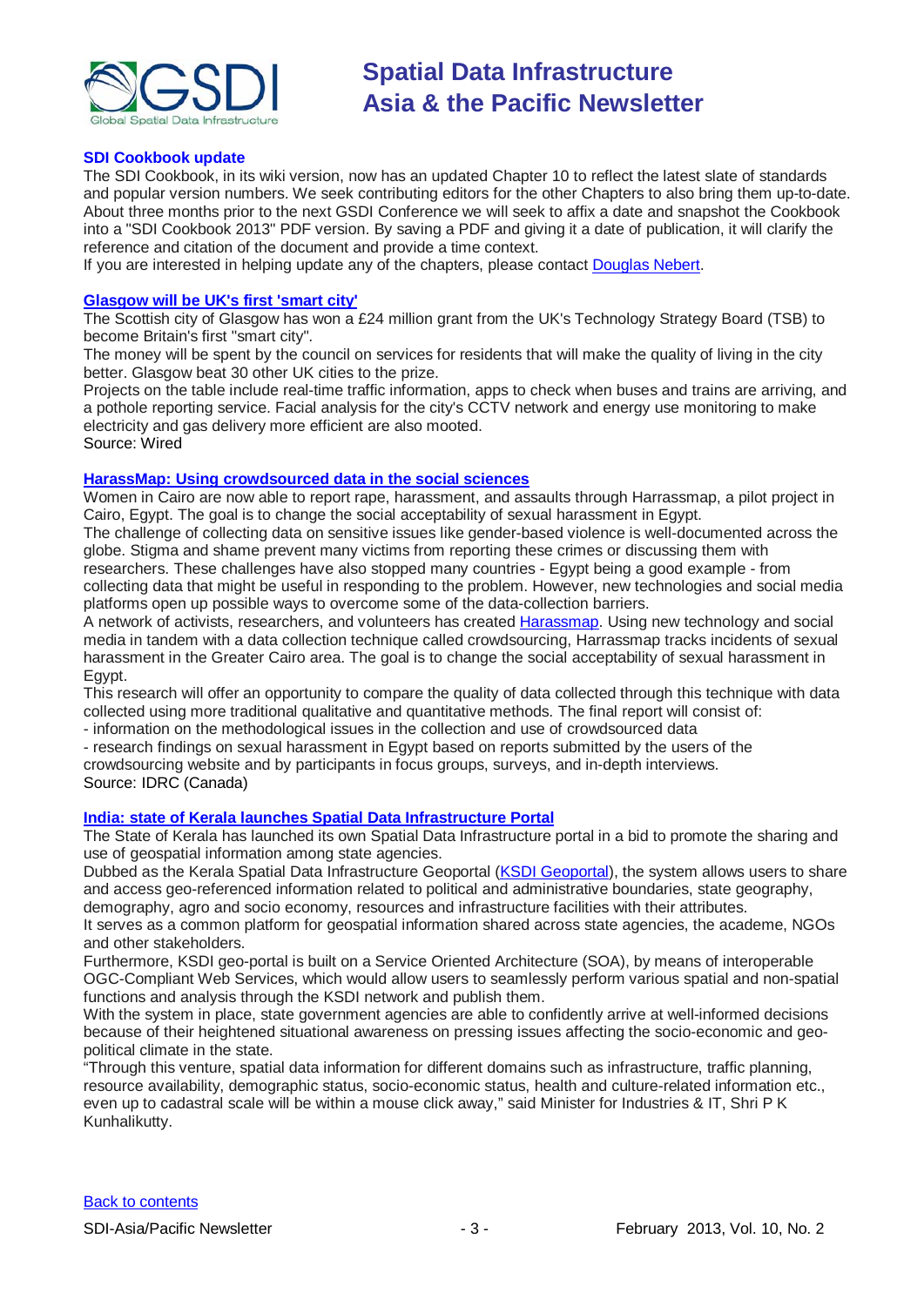### SDI Cookbook update

The SDI Cookbook, in its wiki version, now has an updated Chapter 10 to reflect the latest slate of standards and popular version numbers. We seek contributing editors for the other Chapters to also bring them up-to-date. About three months prior to the next GSDI Conference we will seek to affix a date and snapshot the Cookbook into a "SDI Cookbook 2013" PDF version. By saving a PDF and giving it a date of publication, it will clarify the reference and citation of the document and provide a time context.

If you are interested in helping update any of the chapters, please contact Douglas Nebert.

### Glasgow will be UK's first 'smart city'

The Scottish city of Glasgow has won a £24 million grant from the UK's Technology Strategy Board (TSB) to become Britain's first "smart city".

The money will be spent by the council on services for residents that will make the quality of living in the city better. Glasgow beat 30 other UK cities to the prize.

Projects on the table include real-time traffic information, apps to check when buses and trains are arriving, and a pothole reporting service. Facial analysis for the city's CCTV network and energy use monitoring to make electricity and gas delivery more efficient are also mooted.

Source: Wired

### HarassMap: Using crowdsourced data in the social sciences

Women in Cairo are now able to report rape, harassment, and assaults through Harrassmap, a pilot project in Cairo, Egypt. The goal is to change the social acceptability of sexual harassment in Egypt.

The challenge of collecting data on sensitive issues like gender-based violence is well-documented across the globe. Stigma and shame prevent many victims from reporting these crimes or discussing them with researchers. These challenges have also stopped many countries - Egypt being a good example - from collecting data that might be useful in responding to the problem. However, new technologies and social media platforms open up possible ways to overcome some of the data-collection barriers.

A network of activists, researchers, and volunteers has created Harassmap. Using new technology and social media in tandem with a data collection technique called crowdsourcing, Harrassmap tracks incidents of sexual harassment in the Greater Cairo area. The goal is to change the social acceptability of sexual harassment in Egypt.

This research will offer an opportunity to compare the quality of data collected through this technique with data collected using more traditional qualitative and quantitative methods. The final report will consist of:

- information on the methodological issues in the collection and use of crowdsourced data
- research findings on sexual harassment in Egypt based on reports submitted by the users of the crowdsourcing website and by participants in focus groups, surveys, and in-depth interviews.

Source: IDRC (Canada)

### India: state of Kerala launches Spatial Data Infrastructure Portal

The State of Kerala has launched its own Spatial Data Infrastructure portal in a bid to promote the sharing and use of geospatial information among state agencies.

Dubbed as the Kerala Spatial Data Infrastructure Geoportal (KSDI Geoportal), the system allows users to share and access geo-referenced information related to political and administrative boundaries, state geography, demography, agro and socio economy, resources and infrastructure facilities with their attributes.

It serves as a common platform for geospatial information shared across state agencies, the academe, NGOs and other stakeholders.

Furthermore, KSDI geo-portal is built on a Service Oriented Architecture (SOA), by means of interoperable OGC-Compliant Web Services, which would allow users to seamlessly perform various spatial and non-spatial functions and analysis through the KSDI network and publish them.

With the system in place, state government agencies are able to confidently arrive at well-informed decisions because of their heightened situational awareness on pressing issues affecting the socio-economic and geo-political climate in the state.

"Through this venture, spatial data information for different domains such as infrastructure, traffic planning, resource availability, demographic status, socio-economic status, health and culture-related information etc., even up to cadastral scale will be within a mouse click away," said Minister for Industries & IT, Shri P K Kunhalikutty.

Back to contents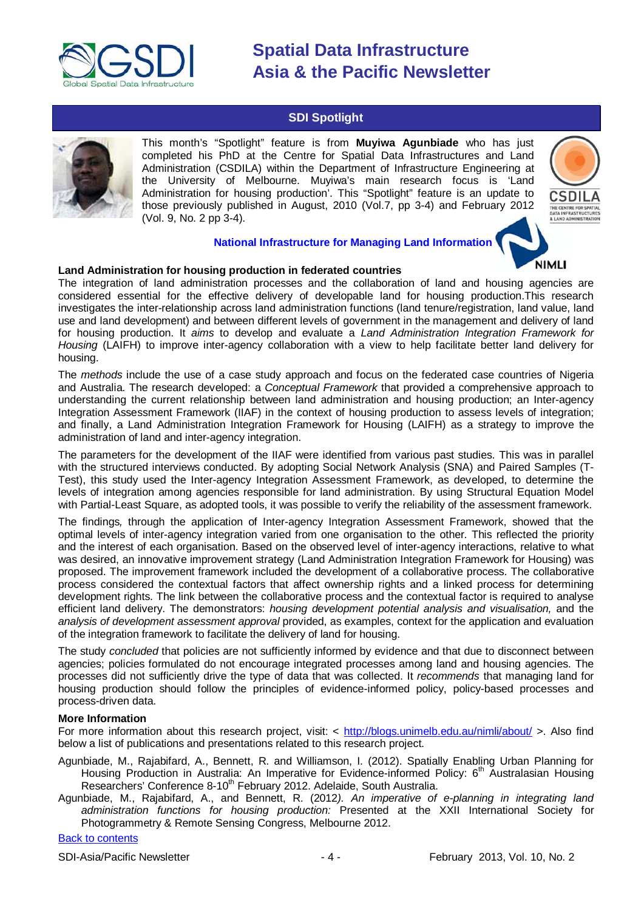## SDI Spotlight

This month's "Spotlight" feature is from **Muyiwa Agunbiade** who has just completed his PhD at the Centre for Spatial Data Infrastructures and Land Administration (CSDILA) within the Department of Infrastructure Engineering at the University of Melbourne. Muyiwa's main research focus is 'Land Administration for housing production'. This "Spotlight" feature is an update to those previously published in August, 2010 (Vol.7, pp 3-4) and February 2012 (Vol. 9, No. 2 pp 3-4).

**National Infrastructure for Managing Land Information**

### Land Administration for housing production in federated countries

The integration of land administration processes and the collaboration of land and housing agencies are considered essential for the effective delivery of developable land for housing production.This research investigates the inter-relationship across land administration functions (land tenure/registration, land value, land use and land development) and between different levels of government in the management and delivery of land for housing production. It *aims* to develop and evaluate a *Land Administration Integration Framework for Housing* (LAIFH) to improve inter-agency collaboration with a view to help facilitate better land delivery for housing.

The *methods* include the use of a case study approach and focus on the federated case countries of Nigeria and Australia. The research developed: a *Conceptual Framework* that provided a comprehensive approach to understanding the current relationship between land administration and housing production; an Inter-agency Integration Assessment Framework (IIAF) in the context of housing production to assess levels of integration; and finally, a Land Administration Integration Framework for Housing (LAIFH) as a strategy to improve the administration of land and inter-agency integration.

The parameters for the development of the IIAF were identified from various past studies. This was in parallel with the structured interviews conducted. By adopting Social Network Analysis (SNA) and Paired Samples (T-Test), this study used the Inter-agency Integration Assessment Framework, as developed, to determine the levels of integration among agencies responsible for land administration. By using Structural Equation Model with Partial-Least Square, as adopted tools, it was possible to verify the reliability of the assessment framework.

The findings*,* through the application of Inter-agency Integration Assessment Framework, showed that the optimal levels of inter-agency integration varied from one organisation to the other. This reflected the priority and the interest of each organisation. Based on the observed level of inter-agency interactions, relative to what was desired, an innovative improvement strategy (Land Administration Integration Framework for Housing) was proposed. The improvement framework included the development of a collaborative process. The collaborative process considered the contextual factors that affect ownership rights and a linked process for determining development rights. The link between the collaborative process and the contextual factor is required to analyse efficient land delivery. The demonstrators: *housing development potential analysis and visualisation,* and the *analysis of development assessment approval* provided, as examples, context for the application and evaluation of the integration framework to facilitate the delivery of land for housing.

The study *concluded* that policies are not sufficiently informed by evidence and that due to disconnect between agencies; policies formulated do not encourage integrated processes among land and housing agencies. The processes did not sufficiently drive the type of data that was collected. It *recommends* that managing land for housing production should follow the principles of evidence-informed policy, policy-based processes and process-driven data.

**More Information**

For more information about this research project, visit: < http://blogs.unimelb.edu.au/nimli/about/ >. Also find below a list of publications and presentations related to this research project.

Agunbiade, M., Rajabifard, A., Bennett, R. and Williamson, I. (2012). Spatially Enabling Urban Planning for Housing Production in Australia: An Imperative for Evidence-informed Policy: 6th Australasian Housing Researchers' Conference 8-10th February 2012. Adelaide, South Australia.

Agunbiade, M., Rajabifard, A., and Bennett, R. (2012*). An imperative of e-planning in integrating land administration functions for housing production:* Presented at the XXII International Society for Photogrammetry & Remote Sensing Congress, Melbourne 2012.

Back to contents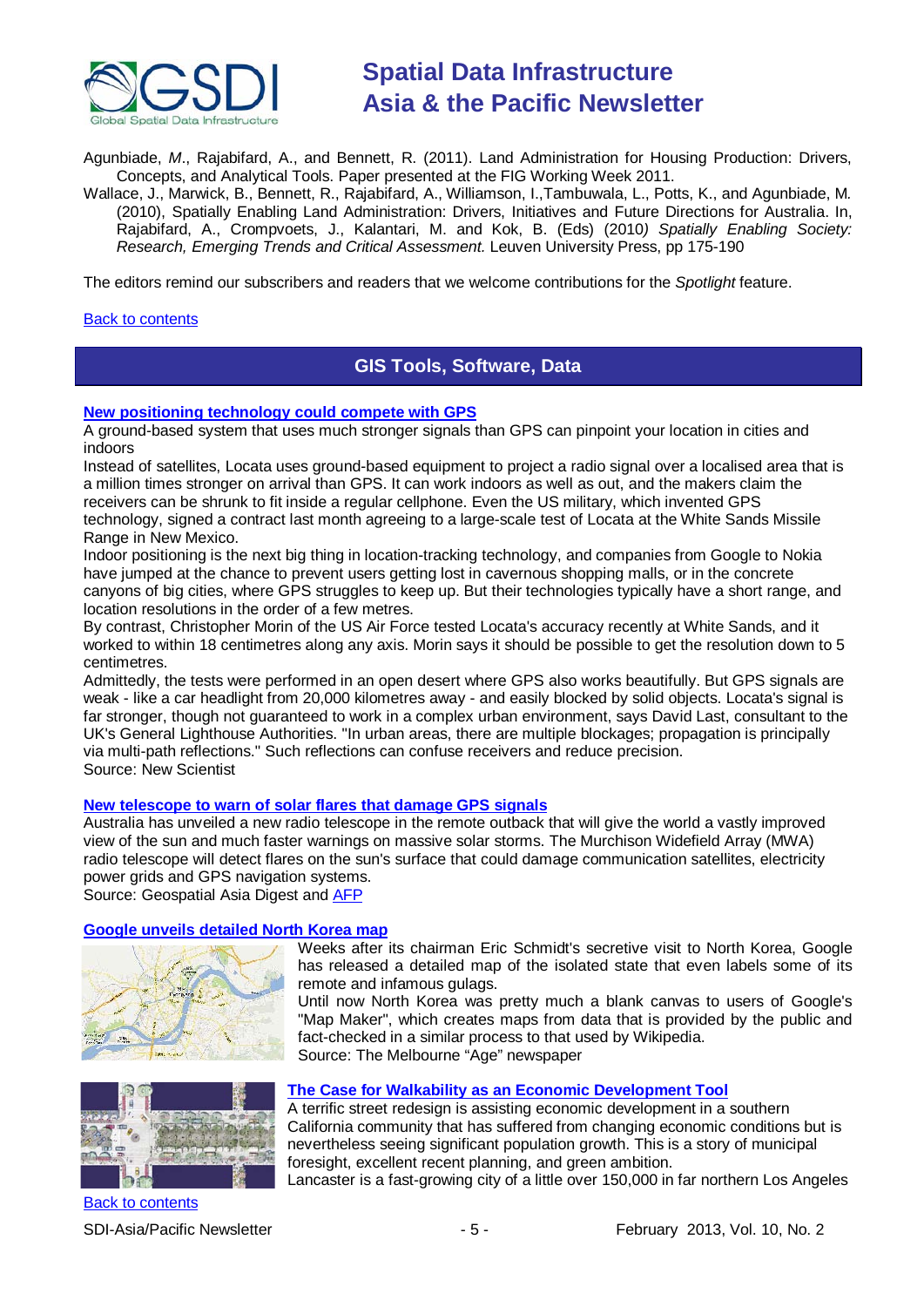Agunbiade, *M*., Rajabifard, A., and Bennett, R. (2011). Land Administration for Housing Production: Drivers, Concepts, and Analytical Tools. Paper presented at the FIG Working Week 2011.

Wallace, J., Marwick, B., Bennett, R., Rajabifard, A., Williamson, I.,Tambuwala, L., Potts, K., and Agunbiade, M. (2010), Spatially Enabling Land Administration: Drivers, Initiatives and Future Directions for Australia. In, Rajabifard, A., Crompvoets, J., Kalantari, M. and Kok, B. (Eds) (2010*) Spatially Enabling Society: Research, Emerging Trends and Critical Assessment.* Leuven University Press, pp 175-190

The editors remind our subscribers and readers that we welcome contributions for the *Spotlight* feature.

Back to contents

## GIS Tools, Software, Data

### New positioning technology could compete with GPS

A ground-based system that uses much stronger signals than GPS can pinpoint your location in cities and indoors

Instead of satellites, Locata uses ground-based equipment to project a radio signal over a localised area that is a million times stronger on arrival than GPS. It can work indoors as well as out, and the makers claim the receivers can be shrunk to fit inside a regular cellphone. Even the US military, which invented GPS technology, signed a contract last month agreeing to a large-scale test of Locata at the White Sands Missile Range in New Mexico.

Indoor positioning is the next big thing in location-tracking technology, and companies from Google to Nokia have jumped at the chance to prevent users getting lost in cavernous shopping malls, or in the concrete canyons of big cities, where GPS struggles to keep up. But their technologies typically have a short range, and location resolutions in the order of a few metres.

By contrast, Christopher Morin of the US Air Force tested Locata's accuracy recently at White Sands, and it worked to within 18 centimetres along any axis. Morin says it should be possible to get the resolution down to 5 centimetres.

Admittedly, the tests were performed in an open desert where GPS also works beautifully. But GPS signals are weak - like a car headlight from 20,000 kilometres away - and easily blocked by solid objects. Locata's signal is far stronger, though not guaranteed to work in a complex urban environment, says David Last, consultant to the UK's General Lighthouse Authorities. "In urban areas, there are multiple blockages; propagation is principally via multi-path reflections." Such reflections can confuse receivers and reduce precision.

Source: New Scientist

### New telescope to warn of solar flares that damage GPS signals

Australia has unveiled a new radio telescope in the remote outback that will give the world a vastly improved view of the sun and much faster warnings on massive solar storms. The Murchison Widefield Array (MWA) radio telescope will detect flares on the sun's surface that could damage communication satellites, electricity power grids and GPS navigation systems.

Source: Geospatial Asia Digest and AFP

### Google unveils detailed North Korea map

Weeks after its chairman Eric Schmidt's secretive visit to North Korea, Google has released a detailed map of the isolated state that even labels some of its remote and infamous gulags.

Until now North Korea was pretty much a blank canvas to users of Google's "Map Maker", which creates maps from data that is provided by the public and fact-checked in a similar process to that used by Wikipedia.

Source: The Melbourne "Age" newspaper

### The Case for Walkability as an Economic Development Tool

A terrific street redesign is assisting economic development in a southern California community that has suffered from changing economic conditions but is nevertheless seeing significant population growth. This is a story of municipal foresight, excellent recent planning, and green ambition.

Lancaster is a fast-growing city of a little over 150,000 in far northern Los Angeles

Back to contents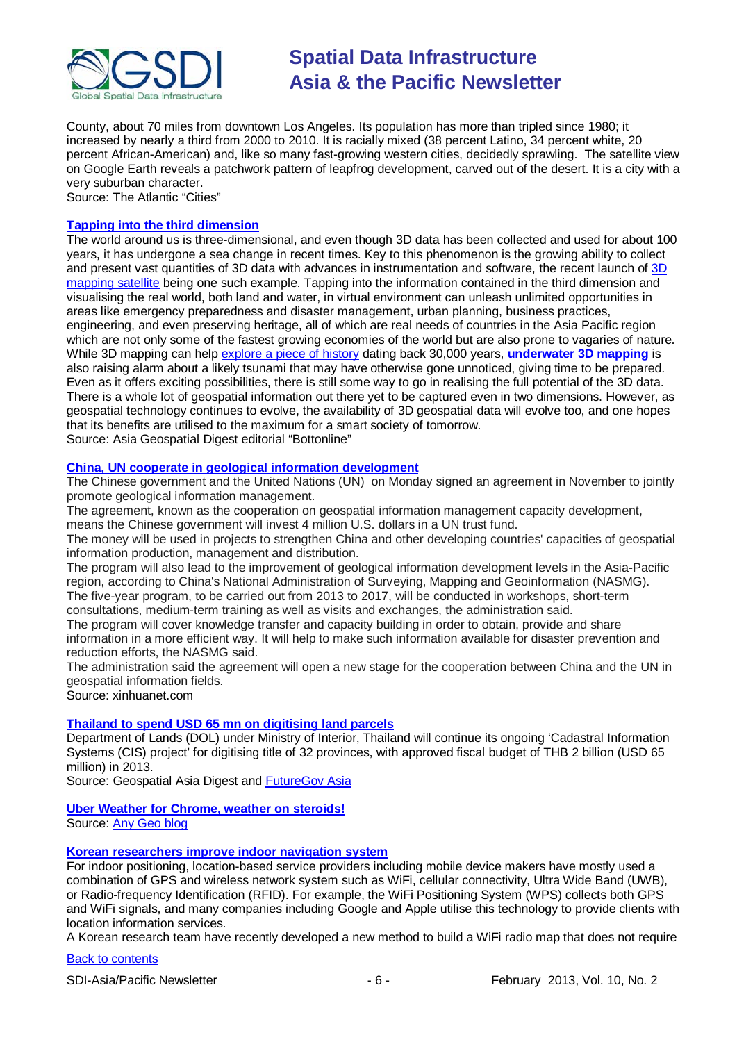County, about 70 miles from downtown Los Angeles. Its population has more than tripled since 1980; it increased by nearly a third from 2000 to 2010. It is racially mixed (38 percent Latino, 34 percent white, 20 percent African-American) and, like so many fast-growing western cities, decidedly sprawling. The satellite view on Google Earth reveals a patchwork pattern of leapfrog development, carved out of the desert. It is a city with a very suburban character.
Source: The Atlantic "Cities"

### Tapping into the third dimension

The world around us is three-dimensional, and even though 3D data has been collected and used for about 100 years, it has undergone a sea change in recent times. Key to this phenomenon is the growing ability to collect and present vast quantities of 3D data with advances in instrumentation and software, the recent launch of 3D mapping satellite being one such example. Tapping into the information contained in the third dimension and visualising the real world, both land and water, in virtual environment can unleash unlimited opportunities in areas like emergency preparedness and disaster management, urban planning, business practices, engineering, and even preserving heritage, all of which are real needs of countries in the Asia Pacific region which are not only some of the fastest growing economies of the world but are also prone to vagaries of nature. While 3D mapping can help explore a piece of history dating back 30,000 years, **underwater 3D mapping** is also raising alarm about a likely tsunami that may have otherwise gone unnoticed, giving time to be prepared. Even as it offers exciting possibilities, there is still some way to go in realising the full potential of the 3D data. There is a whole lot of geospatial information out there yet to be captured even in two dimensions. However, as geospatial technology continues to evolve, the availability of 3D geospatial data will evolve too, and one hopes that its benefits are utilised to the maximum for a smart society of tomorrow.
Source: Asia Geospatial Digest editorial "Bottonline"

### China, UN cooperate in geological information development

The Chinese government and the United Nations (UN) on Monday signed an agreement in November to jointly promote geological information management.
The agreement, known as the cooperation on geospatial information management capacity development, means the Chinese government will invest 4 million U.S. dollars in a UN trust fund.
The money will be used in projects to strengthen China and other developing countries' capacities of geospatial information production, management and distribution.
The program will also lead to the improvement of geological information development levels in the Asia-Pacific region, according to China's National Administration of Surveying, Mapping and Geoinformation (NASMG).
The five-year program, to be carried out from 2013 to 2017, will be conducted in workshops, short-term consultations, medium-term training as well as visits and exchanges, the administration said.
The program will cover knowledge transfer and capacity building in order to obtain, provide and share information in a more efficient way. It will help to make such information available for disaster prevention and reduction efforts, the NASMG said.
The administration said the agreement will open a new stage for the cooperation between China and the UN in geospatial information fields.
Source: xinhuanet.com

### Thailand to spend USD 65 mn on digitising land parcels

Department of Lands (DOL) under Ministry of Interior, Thailand will continue its ongoing 'Cadastral Information Systems (CIS) project' for digitising title of 32 provinces, with approved fiscal budget of THB 2 billion (USD 65 million) in 2013.
Source: Geospatial Asia Digest and FutureGov Asia

### Uber Weather for Chrome, weather on steroids!

Source: Any Geo blog

### Korean researchers improve indoor navigation system

For indoor positioning, location-based service providers including mobile device makers have mostly used a combination of GPS and wireless network system such as WiFi, cellular connectivity, Ultra Wide Band (UWB), or Radio-frequency Identification (RFID). For example, the WiFi Positioning System (WPS) collects both GPS and WiFi signals, and many companies including Google and Apple utilise this technology to provide clients with location information services.
A Korean research team have recently developed a new method to build a WiFi radio map that does not require

Back to contents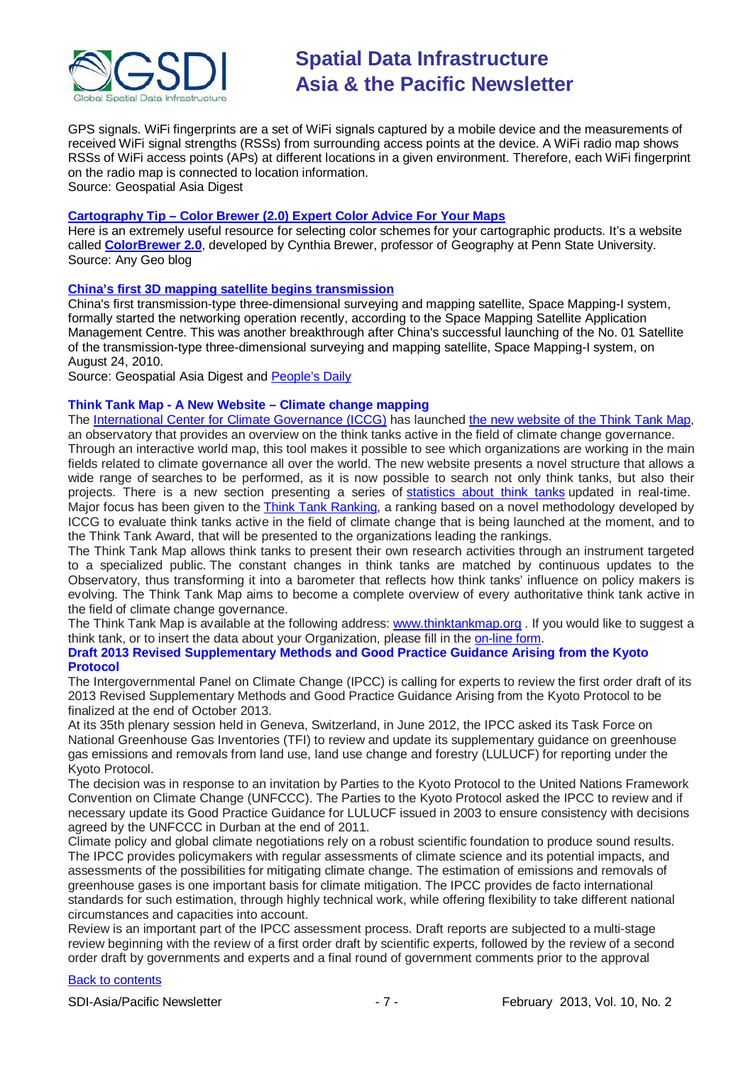GPS signals. WiFi fingerprints are a set of WiFi signals captured by a mobile device and the measurements of received WiFi signal strengths (RSSs) from surrounding access points at the device. A WiFi radio map shows RSSs of WiFi access points (APs) at different locations in a given environment. Therefore, each WiFi fingerprint on the radio map is connected to location information.
Source: Geospatial Asia Digest

### Cartography Tip – Color Brewer (2.0) Expert Color Advice For Your Maps

Here is an extremely useful resource for selecting color schemes for your cartographic products. It's a website called **ColorBrewer 2.0**, developed by Cynthia Brewer, professor of Geography at Penn State University.
Source: Any Geo blog

### China's first 3D mapping satellite begins transmission

China's first transmission-type three-dimensional surveying and mapping satellite, Space Mapping-I system, formally started the networking operation recently, according to the Space Mapping Satellite Application Management Centre. This was another breakthrough after China's successful launching of the No. 01 Satellite of the transmission-type three-dimensional surveying and mapping satellite, Space Mapping-I system, on August 24, 2010.
Source: Geospatial Asia Digest and People's Daily

### Think Tank Map - A New Website – Climate change mapping

The International Center for Climate Governance (ICCG) has launched the new website of the Think Tank Map, an observatory that provides an overview on the think tanks active in the field of climate change governance. Through an interactive world map, this tool makes it possible to see which organizations are working in the main fields related to climate governance all over the world. The new website presents a novel structure that allows a wide range of searches to be performed, as it is now possible to search not only think tanks, but also their projects. There is a new section presenting a series of statistics about think tanks updated in real-time. Major focus has been given to the Think Tank Ranking, a ranking based on a novel methodology developed by ICCG to evaluate think tanks active in the field of climate change that is being launched at the moment, and to the Think Tank Award, that will be presented to the organizations leading the rankings.
The Think Tank Map allows think tanks to present their own research activities through an instrument targeted to a specialized public. The constant changes in think tanks are matched by continuous updates to the Observatory, thus transforming it into a barometer that reflects how think tanks' influence on policy makers is evolving. The Think Tank Map aims to become a complete overview of every authoritative think tank active in the field of climate change governance.
The Think Tank Map is available at the following address: www.thinktankmap.org . If you would like to suggest a think tank, or to insert the data about your Organization, please fill in the on-line form.

### Draft 2013 Revised Supplementary Methods and Good Practice Guidance Arising from the Kyoto Protocol

The Intergovernmental Panel on Climate Change (IPCC) is calling for experts to review the first order draft of its 2013 Revised Supplementary Methods and Good Practice Guidance Arising from the Kyoto Protocol to be finalized at the end of October 2013.
At its 35th plenary session held in Geneva, Switzerland, in June 2012, the IPCC asked its Task Force on National Greenhouse Gas Inventories (TFI) to review and update its supplementary guidance on greenhouse gas emissions and removals from land use, land use change and forestry (LULUCF) for reporting under the Kyoto Protocol.
The decision was in response to an invitation by Parties to the Kyoto Protocol to the United Nations Framework Convention on Climate Change (UNFCCC). The Parties to the Kyoto Protocol asked the IPCC to review and if necessary update its Good Practice Guidance for LULUCF issued in 2003 to ensure consistency with decisions agreed by the UNFCCC in Durban at the end of 2011.
Climate policy and global climate negotiations rely on a robust scientific foundation to produce sound results. The IPCC provides policymakers with regular assessments of climate science and its potential impacts, and assessments of the possibilities for mitigating climate change. The estimation of emissions and removals of greenhouse gases is one important basis for climate mitigation. The IPCC provides de facto international standards for such estimation, through highly technical work, while offering flexibility to take different national circumstances and capacities into account.
Review is an important part of the IPCC assessment process. Draft reports are subjected to a multi-stage review beginning with the review of a first order draft by scientific experts, followed by the review of a second order draft by governments and experts and a final round of government comments prior to the approval

Back to contents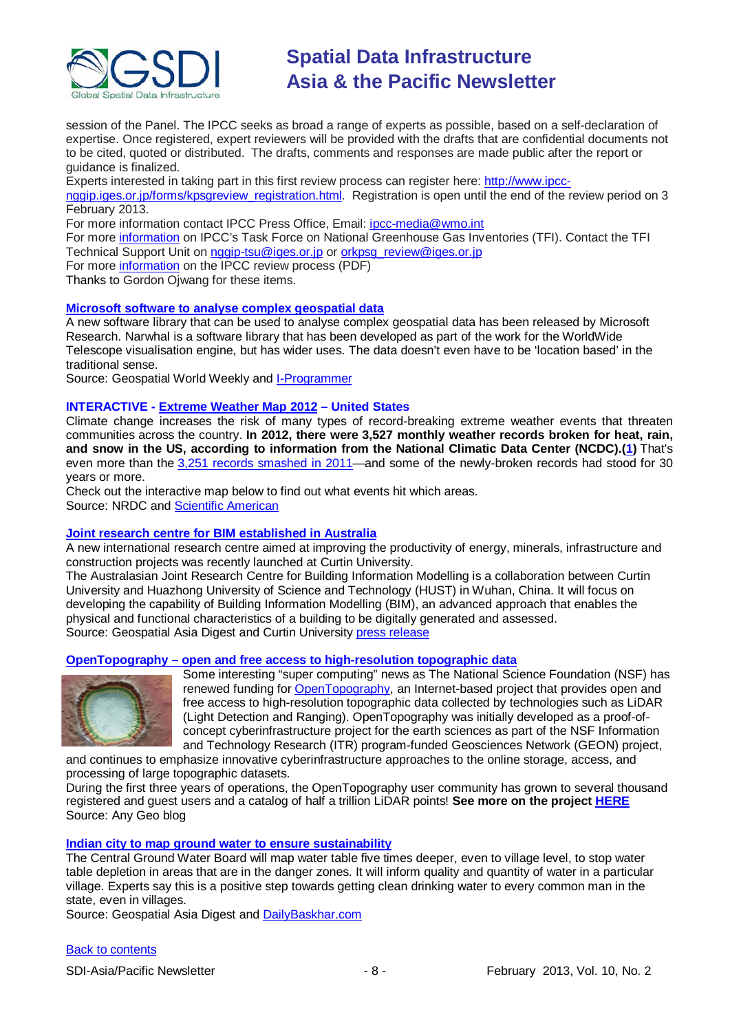session of the Panel. The IPCC seeks as broad a range of experts as possible, based on a self-declaration of expertise. Once registered, expert reviewers will be provided with the drafts that are confidential documents not to be cited, quoted or distributed. The drafts, comments and responses are made public after the report or guidance is finalized.
Experts interested in taking part in this first review process can register here: http://www.ipcc-nggip.iges.or.jp/forms/kpsgreview_registration.html. Registration is open until the end of the review period on 3 February 2013.
For more information contact IPCC Press Office, Email: ipcc-media@wmo.int
For more information on IPCC's Task Force on National Greenhouse Gas Inventories (TFI). Contact the TFI Technical Support Unit on nggip-tsu@iges.or.jp or orkpsg_review@iges.or.jp
For more information on the IPCC review process (PDF)
Thanks to Gordon Ojwang for these items.

### Microsoft software to analyse complex geospatial data

A new software library that can be used to analyse complex geospatial data has been released by Microsoft Research. Narwhal is a software library that has been developed as part of the work for the WorldWide Telescope visualisation engine, but has wider uses. The data doesn't even have to be 'location based' in the traditional sense.
Source: Geospatial World Weekly and I-Programmer

### INTERACTIVE - Extreme Weather Map 2012 – United States

Climate change increases the risk of many types of record-breaking extreme weather events that threaten communities across the country. **In 2012, there were 3,527 monthly weather records broken for heat, rain, and snow in the US, according to information from the National Climatic Data Center (NCDC).(1)** That's even more than the 3,251 records smashed in 2011—and some of the newly-broken records had stood for 30 years or more.
Check out the interactive map below to find out what events hit which areas.
Source: NRDC and Scientific American

### Joint research centre for BIM established in Australia

A new international research centre aimed at improving the productivity of energy, minerals, infrastructure and construction projects was recently launched at Curtin University.
The Australasian Joint Research Centre for Building Information Modelling is a collaboration between Curtin University and Huazhong University of Science and Technology (HUST) in Wuhan, China. It will focus on developing the capability of Building Information Modelling (BIM), an advanced approach that enables the physical and functional characteristics of a building to be digitally generated and assessed.
Source: Geospatial Asia Digest and Curtin University press release

### OpenTopography – open and free access to high-resolution topographic data

Some interesting "super computing" news as The National Science Foundation (NSF) has renewed funding for OpenTopography, an Internet-based project that provides open and free access to high-resolution topographic data collected by technologies such as LiDAR (Light Detection and Ranging). OpenTopography was initially developed as a proof-of-concept cyberinfrastructure project for the earth sciences as part of the NSF Information and Technology Research (ITR) program-funded Geosciences Network (GEON) project, and continues to emphasize innovative cyberinfrastructure approaches to the online storage, access, and processing of large topographic datasets.
During the first three years of operations, the OpenTopography user community has grown to several thousand registered and guest users and a catalog of half a trillion LiDAR points! **See more on the project HERE**
Source: Any Geo blog

### Indian city to map ground water to ensure sustainability

The Central Ground Water Board will map water table five times deeper, even to village level, to stop water table depletion in areas that are in the danger zones. It will inform quality and quantity of water in a particular village. Experts say this is a positive step towards getting clean drinking water to every common man in the state, even in villages.
Source: Geospatial Asia Digest and DailyBaskhar.com

Back to contents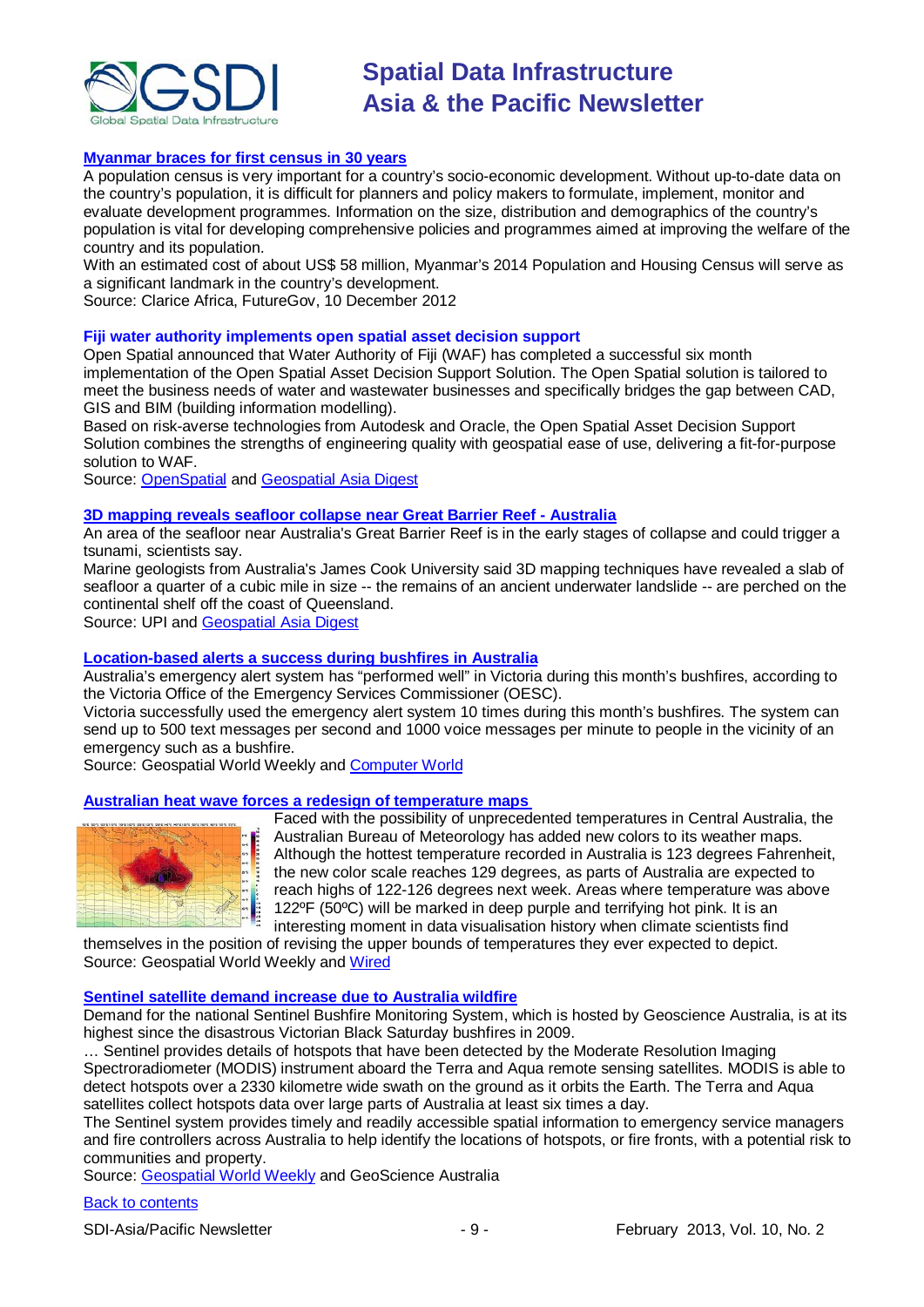### Myanmar braces for first census in 30 years

A population census is very important for a country's socio-economic development. Without up-to-date data on the country's population, it is difficult for planners and policy makers to formulate, implement, monitor and evaluate development programmes. Information on the size, distribution and demographics of the country's population is vital for developing comprehensive policies and programmes aimed at improving the welfare of the country and its population.

With an estimated cost of about US$ 58 million, Myanmar's 2014 Population and Housing Census will serve as a significant landmark in the country's development.

Source: Clarice Africa, FutureGov, 10 December 2012

### Fiji water authority implements open spatial asset decision support

Open Spatial announced that Water Authority of Fiji (WAF) has completed a successful six month implementation of the Open Spatial Asset Decision Support Solution. The Open Spatial solution is tailored to meet the business needs of water and wastewater businesses and specifically bridges the gap between CAD, GIS and BIM (building information modelling).

Based on risk-averse technologies from Autodesk and Oracle, the Open Spatial Asset Decision Support Solution combines the strengths of engineering quality with geospatial ease of use, delivering a fit-for-purpose solution to WAF.

Source: OpenSpatial and Geospatial Asia Digest

### 3D mapping reveals seafloor collapse near Great Barrier Reef - Australia

An area of the seafloor near Australia's Great Barrier Reef is in the early stages of collapse and could trigger a tsunami, scientists say.

Marine geologists from Australia's James Cook University said 3D mapping techniques have revealed a slab of seafloor a quarter of a cubic mile in size -- the remains of an ancient underwater landslide -- are perched on the continental shelf off the coast of Queensland.

Source: UPI and Geospatial Asia Digest

### Location-based alerts a success during bushfires in Australia

Australia's emergency alert system has "performed well" in Victoria during this month's bushfires, according to the Victoria Office of the Emergency Services Commissioner (OESC).

Victoria successfully used the emergency alert system 10 times during this month's bushfires. The system can send up to 500 text messages per second and 1000 voice messages per minute to people in the vicinity of an emergency such as a bushfire.

Source: Geospatial World Weekly and Computer World

### Australian heat wave forces a redesign of temperature maps

Faced with the possibility of unprecedented temperatures in Central Australia, the Australian Bureau of Meteorology has added new colors to its weather maps. Although the hottest temperature recorded in Australia is 123 degrees Fahrenheit, the new color scale reaches 129 degrees, as parts of Australia are expected to reach highs of 122-126 degrees next week. Areas where temperature was above 122ºF (50ºC) will be marked in deep purple and terrifying hot pink. It is an interesting moment in data visualisation history when climate scientists find themselves in the position of revising the upper bounds of temperatures they ever expected to depict.

Source: Geospatial World Weekly and Wired

### Sentinel satellite demand increase due to Australia wildfire

Demand for the national Sentinel Bushfire Monitoring System, which is hosted by Geoscience Australia, is at its highest since the disastrous Victorian Black Saturday bushfires in 2009.

… Sentinel provides details of hotspots that have been detected by the Moderate Resolution Imaging Spectroradiometer (MODIS) instrument aboard the Terra and Aqua remote sensing satellites. MODIS is able to detect hotspots over a 2330 kilometre wide swath on the ground as it orbits the Earth. The Terra and Aqua satellites collect hotspots data over large parts of Australia at least six times a day.

The Sentinel system provides timely and readily accessible spatial information to emergency service managers and fire controllers across Australia to help identify the locations of hotspots, or fire fronts, with a potential risk to communities and property.

Source: Geospatial World Weekly and GeoScience Australia

Back to contents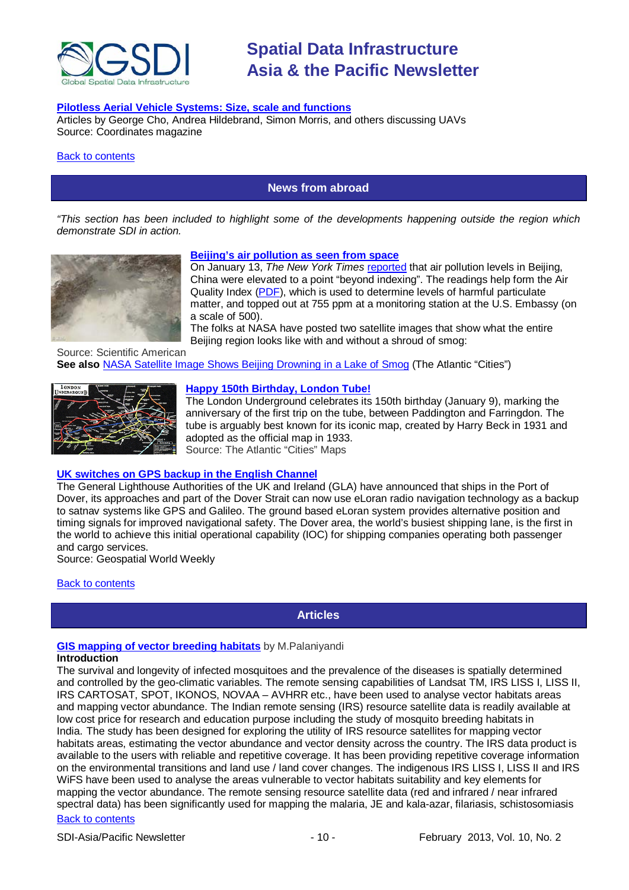**Pilotless Aerial Vehicle Systems: Size, scale and functions**
Articles by George Cho, Andrea Hildebrand, Simon Morris, and others discussing UAVs
Source: Coordinates magazine

Back to contents

## News from abroad

*"This section has been included to highlight some of the developments happening outside the region which demonstrate SDI in action.*

**Beijing's air pollution as seen from space**
On January 13, *The New York Times* reported that air pollution levels in Beijing, China were elevated to a point "beyond indexing". The readings help form the Air Quality Index (PDF), which is used to determine levels of harmful particulate matter, and topped out at 755 ppm at a monitoring station at the U.S. Embassy (on a scale of 500).
The folks at NASA have posted two satellite images that show what the entire Beijing region looks like with and without a shroud of smog:
Source: Scientific American
**See also** NASA Satellite Image Shows Beijing Drowning in a Lake of Smog (The Atlantic "Cities")

**Happy 150th Birthday, London Tube!**
The London Underground celebrates its 150th birthday (January 9), marking the anniversary of the first trip on the tube, between Paddington and Farringdon. The tube is arguably best known for its iconic map, created by Harry Beck in 1931 and adopted as the official map in 1933.
Source: The Atlantic "Cities" Maps

**UK switches on GPS backup in the English Channel**
The General Lighthouse Authorities of the UK and Ireland (GLA) have announced that ships in the Port of Dover, its approaches and part of the Dover Strait can now use eLoran radio navigation technology as a backup to satnav systems like GPS and Galileo. The ground based eLoran system provides alternative position and timing signals for improved navigational safety. The Dover area, the world's busiest shipping lane, is the first in the world to achieve this initial operational capability (IOC) for shipping companies operating both passenger and cargo services.
Source: Geospatial World Weekly

Back to contents

## Articles

**GIS mapping of vector breeding habitats** by M.Palaniyandi
**Introduction**
The survival and longevity of infected mosquitoes and the prevalence of the diseases is spatially determined and controlled by the geo-climatic variables. The remote sensing capabilities of Landsat TM, IRS LISS I, LISS II, IRS CARTOSAT, SPOT, IKONOS, NOVAA – AVHRR etc., have been used to analyse vector habitats areas and mapping vector abundance. The Indian remote sensing (IRS) resource satellite data is readily available at low cost price for research and education purpose including the study of mosquito breeding habitats in India. The study has been designed for exploring the utility of IRS resource satellites for mapping vector habitats areas, estimating the vector abundance and vector density across the country. The IRS data product is available to the users with reliable and repetitive coverage. It has been providing repetitive coverage information on the environmental transitions and land use / land cover changes. The indigenous IRS LISS I, LISS II and IRS WiFS have been used to analyse the areas vulnerable to vector habitats suitability and key elements for mapping the vector abundance. The remote sensing resource satellite data (red and infrared / near infrared spectral data) has been significantly used for mapping the malaria, JE and kala-azar, filariasis, schistosomiasis

Back to contents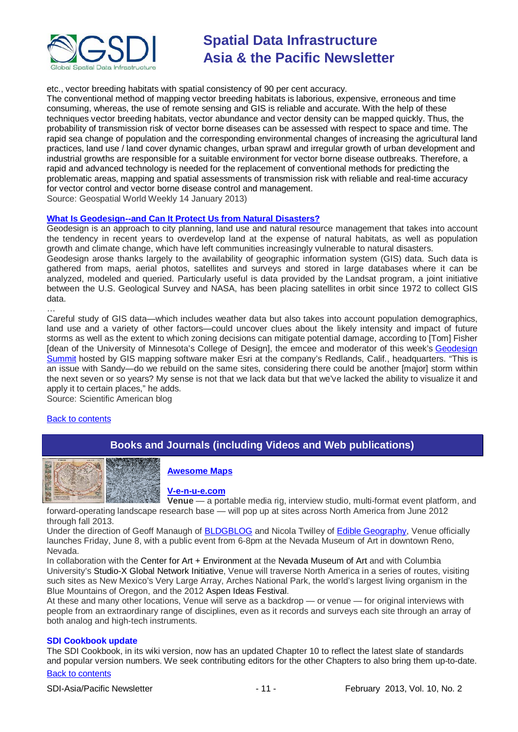etc., vector breeding habitats with spatial consistency of 90 per cent accuracy.
The conventional method of mapping vector breeding habitats is laborious, expensive, erroneous and time consuming, whereas, the use of remote sensing and GIS is reliable and accurate. With the help of these techniques vector breeding habitats, vector abundance and vector density can be mapped quickly. Thus, the probability of transmission risk of vector borne diseases can be assessed with respect to space and time. The rapid sea change of population and the corresponding environmental changes of increasing the agricultural land practices, land use / land cover dynamic changes, urban sprawl and irregular growth of urban development and industrial growths are responsible for a suitable environment for vector borne disease outbreaks. Therefore, a rapid and advanced technology is needed for the replacement of conventional methods for predicting the problematic areas, mapping and spatial assessments of transmission risk with reliable and real-time accuracy for vector control and vector borne disease control and management.
Source: Geospatial World Weekly 14 January 2013)

**What Is Geodesign--and Can It Protect Us from Natural Disasters?**

Geodesign is an approach to city planning, land use and natural resource management that takes into account the tendency in recent years to overdevelop land at the expense of natural habitats, as well as population growth and climate change, which have left communities increasingly vulnerable to natural disasters.
Geodesign arose thanks largely to the availability of geographic information system (GIS) data. Such data is gathered from maps, aerial photos, satellites and surveys and stored in large databases where it can be analyzed, modeled and queried. Particularly useful is data provided by the Landsat program, a joint initiative between the U.S. Geological Survey and NASA, has been placing satellites in orbit since 1972 to collect GIS data.
…
Careful study of GIS data—which includes weather data but also takes into account population demographics, land use and a variety of other factors—could uncover clues about the likely intensity and impact of future storms as well as the extent to which zoning decisions can mitigate potential damage, according to [Tom] Fisher [dean of the University of Minnesota's College of Design], the emcee and moderator of this week's Geodesign Summit hosted by GIS mapping software maker Esri at the company's Redlands, Calif., headquarters. "This is an issue with Sandy—do we rebuild on the same sites, considering there could be another [major] storm within the next seven or so years? My sense is not that we lack data but that we've lacked the ability to visualize it and apply it to certain places," he adds.
Source: Scientific American blog

Back to contents

## Books and Journals (including Videos and Web publications)

**Awesome Maps**

**V-e-n-u-e.com**

**Venue** — a portable media rig, interview studio, multi-format event platform, and forward-operating landscape research base — will pop up at sites across North America from June 2012 through fall 2013.
Under the direction of Geoff Manaugh of BLDGBLOG and Nicola Twilley of Edible Geography, Venue officially launches Friday, June 8, with a public event from 6-8pm at the Nevada Museum of Art in downtown Reno, Nevada.
In collaboration with the Center for Art + Environment at the Nevada Museum of Art and with Columbia University's Studio-X Global Network Initiative, Venue will traverse North America in a series of routes, visiting such sites as New Mexico's Very Large Array, Arches National Park, the world's largest living organism in the Blue Mountains of Oregon, and the 2012 Aspen Ideas Festival.
At these and many other locations, Venue will serve as a backdrop — or venue — for original interviews with people from an extraordinary range of disciplines, even as it records and surveys each site through an array of both analog and high-tech instruments.

**SDI Cookbook update**

The SDI Cookbook, in its wiki version, now has an updated Chapter 10 to reflect the latest slate of standards and popular version numbers. We seek contributing editors for the other Chapters to also bring them up-to-date.

Back to contents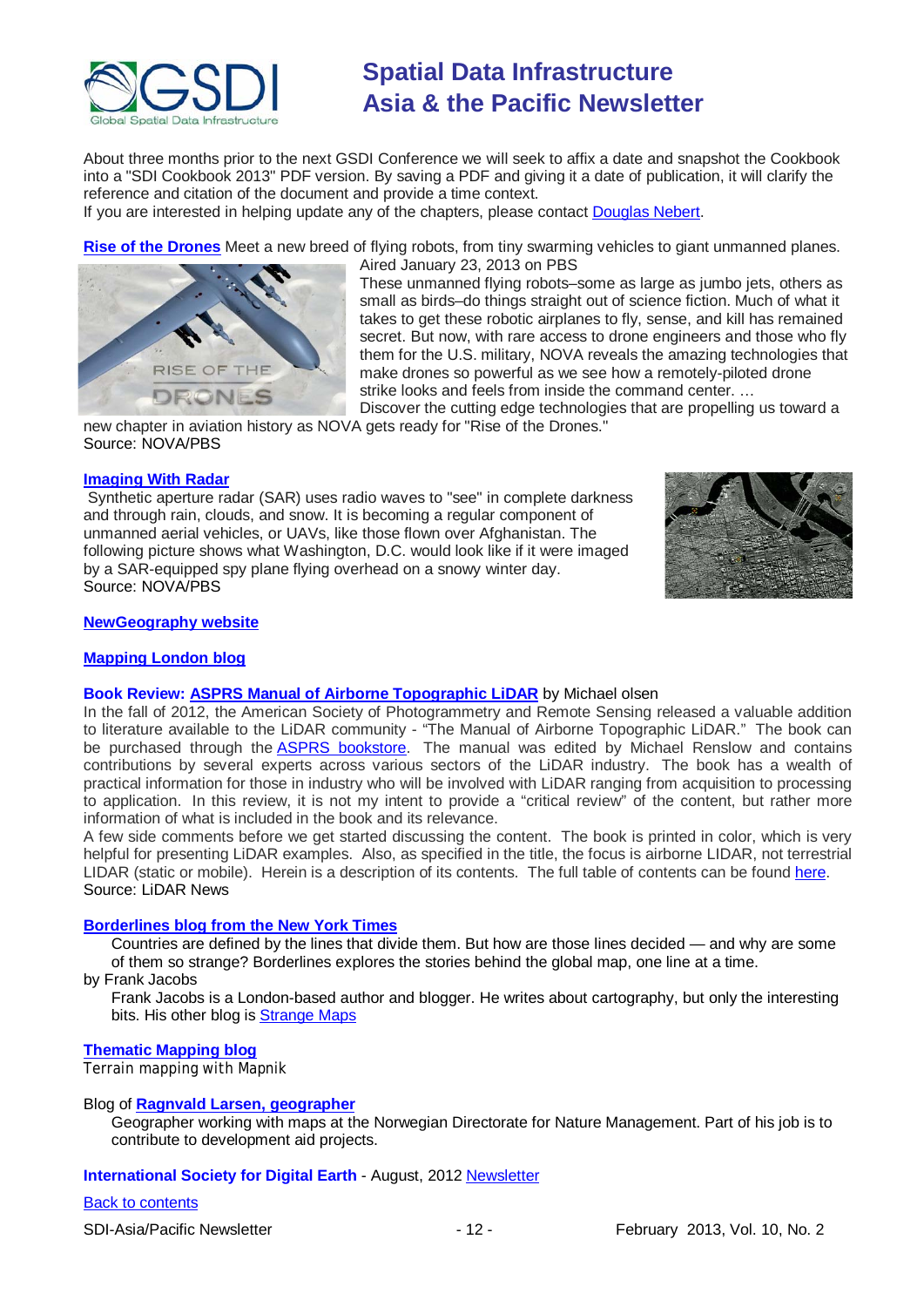About three months prior to the next GSDI Conference we will seek to affix a date and snapshot the Cookbook into a "SDI Cookbook 2013" PDF version. By saving a PDF and giving it a date of publication, it will clarify the reference and citation of the document and provide a time context.
If you are interested in helping update any of the chapters, please contact Douglas Nebert.

**Rise of the Drones** Meet a new breed of flying robots, from tiny swarming vehicles to giant unmanned planes. Aired January 23, 2013 on PBS
These unmanned flying robots–some as large as jumbo jets, others as small as birds–do things straight out of science fiction. Much of what it takes to get these robotic airplanes to fly, sense, and kill has remained secret. But now, with rare access to drone engineers and those who fly them for the U.S. military, NOVA reveals the amazing technologies that make drones so powerful as we see how a remotely-piloted drone strike looks and feels from inside the command center. …
Discover the cutting edge technologies that are propelling us toward a new chapter in aviation history as NOVA gets ready for "Rise of the Drones."
Source: NOVA/PBS

**Imaging With Radar**
Synthetic aperture radar (SAR) uses radio waves to "see" in complete darkness and through rain, clouds, and snow. It is becoming a regular component of unmanned aerial vehicles, or UAVs, like those flown over Afghanistan. The following picture shows what Washington, D.C. would look like if it were imaged by a SAR-equipped spy plane flying overhead on a snowy winter day.
Source: NOVA/PBS

**NewGeography website**

**Mapping London blog**

**Book Review: ASPRS Manual of Airborne Topographic LiDAR** by Michael olsen
In the fall of 2012, the American Society of Photogrammetry and Remote Sensing released a valuable addition to literature available to the LiDAR community - "The Manual of Airborne Topographic LiDAR." The book can be purchased through the ASPRS bookstore. The manual was edited by Michael Renslow and contains contributions by several experts across various sectors of the LiDAR industry. The book has a wealth of practical information for those in industry who will be involved with LiDAR ranging from acquisition to processing to application. In this review, it is not my intent to provide a "critical review" of the content, but rather more information of what is included in the book and its relevance.
A few side comments before we get started discussing the content. The book is printed in color, which is very helpful for presenting LiDAR examples. Also, as specified in the title, the focus is airborne LIDAR, not terrestrial LIDAR (static or mobile). Herein is a description of its contents. The full table of contents can be found here.
Source: LiDAR News

**Borderlines blog from the New York Times**

Countries are defined by the lines that divide them. But how are those lines decided — and why are some of them so strange? Borderlines explores the stories behind the global map, one line at a time.

by Frank Jacobs

Frank Jacobs is a London-based author and blogger. He writes about cartography, but only the interesting bits. His other blog is Strange Maps

**Thematic Mapping blog**
Terrain mapping with Mapnik

Blog of **Ragnvald Larsen, geographer**

Geographer working with maps at the Norwegian Directorate for Nature Management. Part of his job is to contribute to development aid projects.

**International Society for Digital Earth** - August, 2012 Newsletter

Back to contents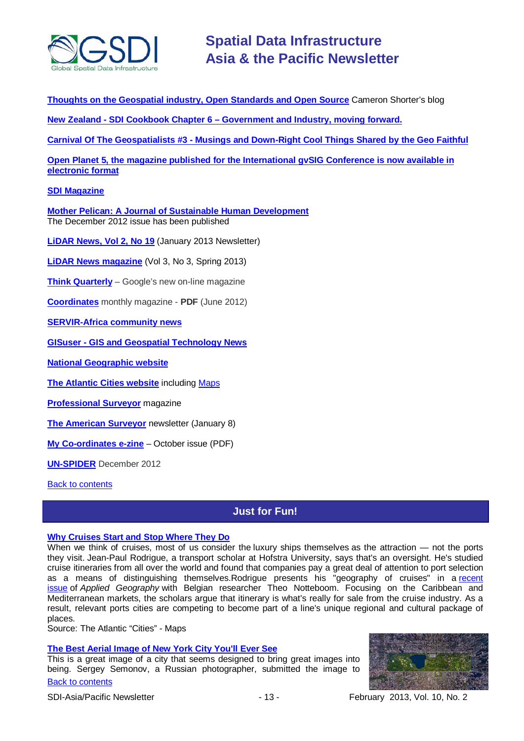**Thoughts on the Geospatial industry, Open Standards and Open Source** Cameron Shorter's blog

**New Zealand - SDI Cookbook Chapter 6 – Government and Industry, moving forward.**

**Carnival Of The Geospatialists #3 - Musings and Down-Right Cool Things Shared by the Geo Faithful**

**Open Planet 5, the magazine published for the International gvSIG Conference is now available in electronic format**

**SDI Magazine**

**Mother Pelican: A Journal of Sustainable Human Development**
The December 2012 issue has been published

**LiDAR News, Vol 2, No 19** (January 2013 Newsletter)

**LiDAR News magazine** (Vol 3, No 3, Spring 2013)

**Think Quarterly** – Google's new on-line magazine

**Coordinates** monthly magazine - **PDF** (June 2012)

**SERVIR-Africa community news**

**GISuser - GIS and Geospatial Technology News**

**National Geographic website**

**The Atlantic Cities website** including Maps

**Professional Surveyor** magazine

**The American Surveyor** newsletter (January 8)

**My Co-ordinates e-zine** – October issue (PDF)

**UN-SPIDER** December 2012

Back to contents

## Just for Fun!

**Why Cruises Start and Stop Where They Do**
When we think of cruises, most of us consider the luxury ships themselves as the attraction — not the ports they visit. Jean-Paul Rodrigue, a transport scholar at Hofstra University, says that's an oversight. He's studied cruise itineraries from all over the world and found that companies pay a great deal of attention to port selection as a means of distinguishing themselves.Rodrigue presents his "geography of cruises" in a recent issue of *Applied Geography* with Belgian researcher Theo Notteboom. Focusing on the Caribbean and Mediterranean markets, the scholars argue that itinerary is what's really for sale from the cruise industry. As a result, relevant ports cities are competing to become part of a line's unique regional and cultural package of places.
Source: The Atlantic "Cities" - Maps

**The Best Aerial Image of New York City You'll Ever See**
This is a great image of a city that seems designed to bring great images into being. Sergey Semonov, a Russian photographer, submitted the image to

Back to contents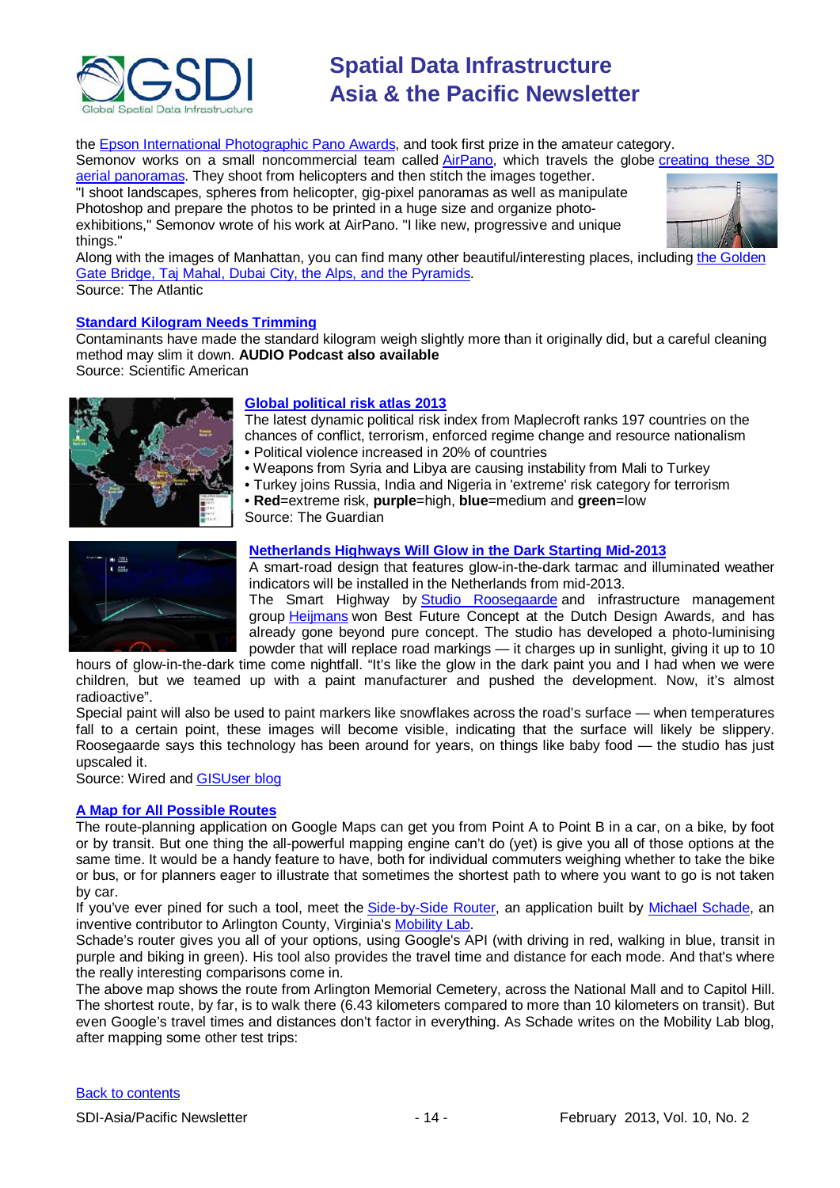the Epson International Photographic Pano Awards, and took first prize in the amateur category.
Semonov works on a small noncommercial team called AirPano, which travels the globe creating these 3D aerial panoramas. They shoot from helicopters and then stitch the images together.
"I shoot landscapes, spheres from helicopter, gig-pixel panoramas as well as manipulate Photoshop and prepare the photos to be printed in a huge size and organize photo-exhibitions," Semonov wrote of his work at AirPano. "I like new, progressive and unique things."
Along with the images of Manhattan, you can find many other beautiful/interesting places, including the Golden Gate Bridge, Taj Mahal, Dubai City, the Alps, and the Pyramids.
Source: The Atlantic

**Standard Kilogram Needs Trimming**

Contaminants have made the standard kilogram weigh slightly more than it originally did, but a careful cleaning method may slim it down. **AUDIO Podcast also available**
Source: Scientific American

**Global political risk atlas 2013**

The latest dynamic political risk index from Maplecroft ranks 197 countries on the chances of conflict, terrorism, enforced regime change and resource nationalism

- Political violence increased in 20% of countries
- Weapons from Syria and Libya are causing instability from Mali to Turkey
- Turkey joins Russia, India and Nigeria in 'extreme' risk category for terrorism
- **Red**=extreme risk, **purple**=high, **blue**=medium and **green**=low

Source: The Guardian

**Netherlands Highways Will Glow in the Dark Starting Mid-2013**

A smart-road design that features glow-in-the-dark tarmac and illuminated weather indicators will be installed in the Netherlands from mid-2013.
The Smart Highway by Studio Roosegaarde and infrastructure management group Heijmans won Best Future Concept at the Dutch Design Awards, and has already gone beyond pure concept. The studio has developed a photo-luminising powder that will replace road markings — it charges up in sunlight, giving it up to 10 hours of glow-in-the-dark time come nightfall. "It's like the glow in the dark paint you and I had when we were children, but we teamed up with a paint manufacturer and pushed the development. Now, it's almost radioactive".
Special paint will also be used to paint markers like snowflakes across the road's surface — when temperatures fall to a certain point, these images will become visible, indicating that the surface will likely be slippery. Roosegaarde says this technology has been around for years, on things like baby food — the studio has just upscaled it.
Source: Wired and GISUser blog

**A Map for All Possible Routes**

The route-planning application on Google Maps can get you from Point A to Point B in a car, on a bike, by foot or by transit. But one thing the all-powerful mapping engine can't do (yet) is give you all of those options at the same time. It would be a handy feature to have, both for individual commuters weighing whether to take the bike or bus, or for planners eager to illustrate that sometimes the shortest path to where you want to go is not taken by car.
If you've ever pined for such a tool, meet the Side-by-Side Router, an application built by Michael Schade, an inventive contributor to Arlington County, Virginia's Mobility Lab.
Schade's router gives you all of your options, using Google's API (with driving in red, walking in blue, transit in purple and biking in green). His tool also provides the travel time and distance for each mode. And that's where the really interesting comparisons come in.
The above map shows the route from Arlington Memorial Cemetery, across the National Mall and to Capitol Hill. The shortest route, by far, is to walk there (6.43 kilometers compared to more than 10 kilometers on transit). But even Google's travel times and distances don't factor in everything. As Schade writes on the Mobility Lab blog, after mapping some other test trips:

Back to contents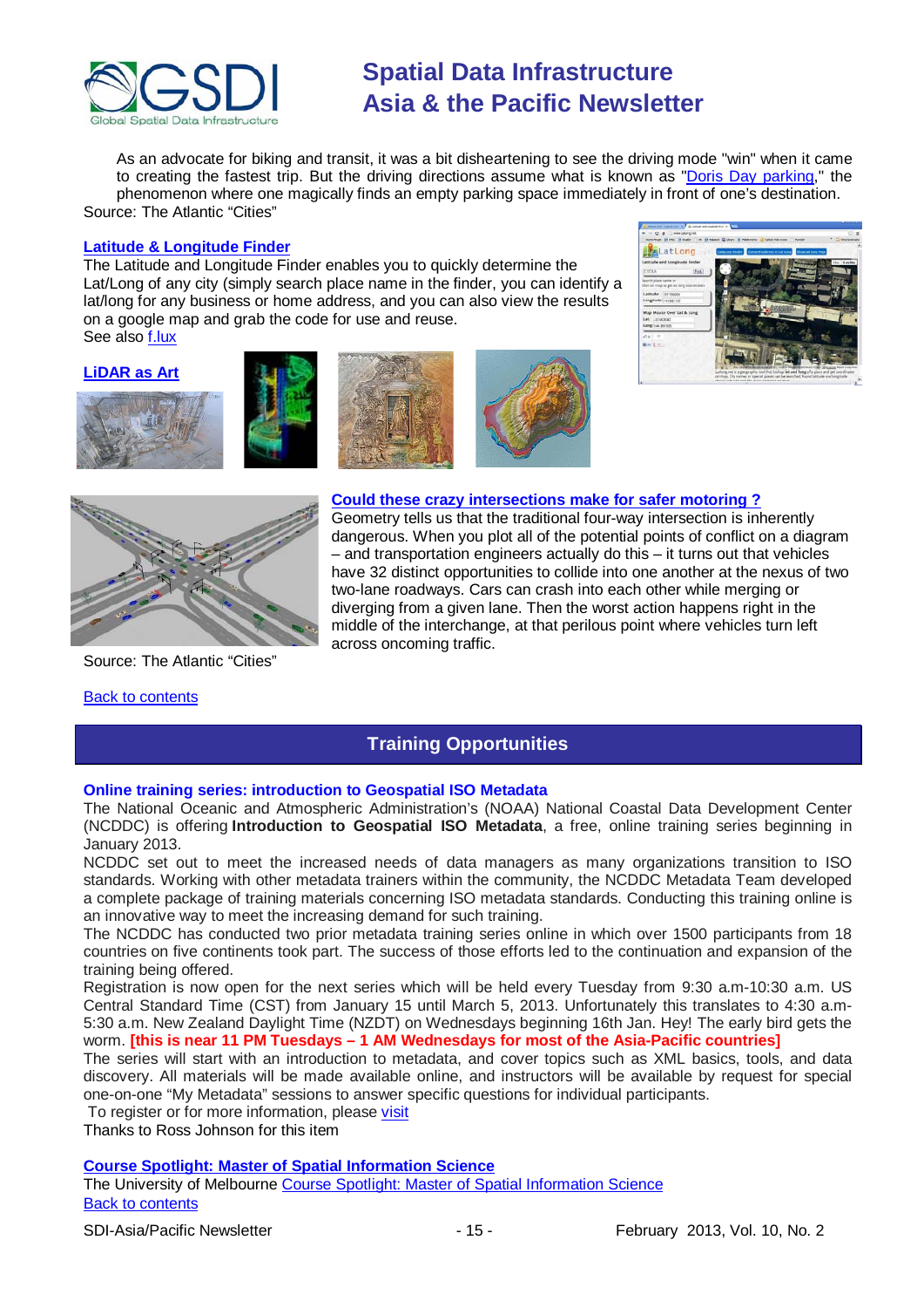As an advocate for biking and transit, it was a bit disheartening to see the driving mode "win" when it came to creating the fastest trip. But the driving directions assume what is known as "Doris Day parking," the phenomenon where one magically finds an empty parking space immediately in front of one's destination.

Source: The Atlantic "Cities"

**Latitude & Longitude Finder**

The Latitude and Longitude Finder enables you to quickly determine the Lat/Long of any city (simply search place name in the finder, you can identify a lat/long for any business or home address, and you can also view the results on a google map and grab the code for use and reuse.

See also f.lux

**LiDAR as Art**

**Could these crazy intersections make for safer motoring ?**

Geometry tells us that the traditional four-way intersection is inherently dangerous. When you plot all of the potential points of conflict on a diagram – and transportation engineers actually do this – it turns out that vehicles have 32 distinct opportunities to collide into one another at the nexus of two two-lane roadways. Cars can crash into each other while merging or diverging from a given lane. Then the worst action happens right in the middle of the interchange, at that perilous point where vehicles turn left across oncoming traffic.

Source: The Atlantic "Cities"

Back to contents

## Training Opportunities

**Online training series: introduction to Geospatial ISO Metadata**

The National Oceanic and Atmospheric Administration's (NOAA) National Coastal Data Development Center (NCDDC) is offering **Introduction to Geospatial ISO Metadata**, a free, online training series beginning in January 2013.

NCDDC set out to meet the increased needs of data managers as many organizations transition to ISO standards. Working with other metadata trainers within the community, the NCDDC Metadata Team developed a complete package of training materials concerning ISO metadata standards. Conducting this training online is an innovative way to meet the increasing demand for such training.

The NCDDC has conducted two prior metadata training series online in which over 1500 participants from 18 countries on five continents took part. The success of those efforts led to the continuation and expansion of the training being offered.

Registration is now open for the next series which will be held every Tuesday from 9:30 a.m-10:30 a.m. US Central Standard Time (CST) from January 15 until March 5, 2013. Unfortunately this translates to 4:30 a.m-5:30 a.m. New Zealand Daylight Time (NZDT) on Wednesdays beginning 16th Jan. Hey! The early bird gets the worm. **[this is near 11 PM Tuesdays – 1 AM Wednesdays for most of the Asia-Pacific countries]**

The series will start with an introduction to metadata, and cover topics such as XML basics, tools, and data discovery. All materials will be made available online, and instructors will be available by request for special one-on-one "My Metadata" sessions to answer specific questions for individual participants.

To register or for more information, please visit

Thanks to Ross Johnson for this item

**Course Spotlight: Master of Spatial Information Science**

The University of Melbourne Course Spotlight: Master of Spatial Information Science

Back to contents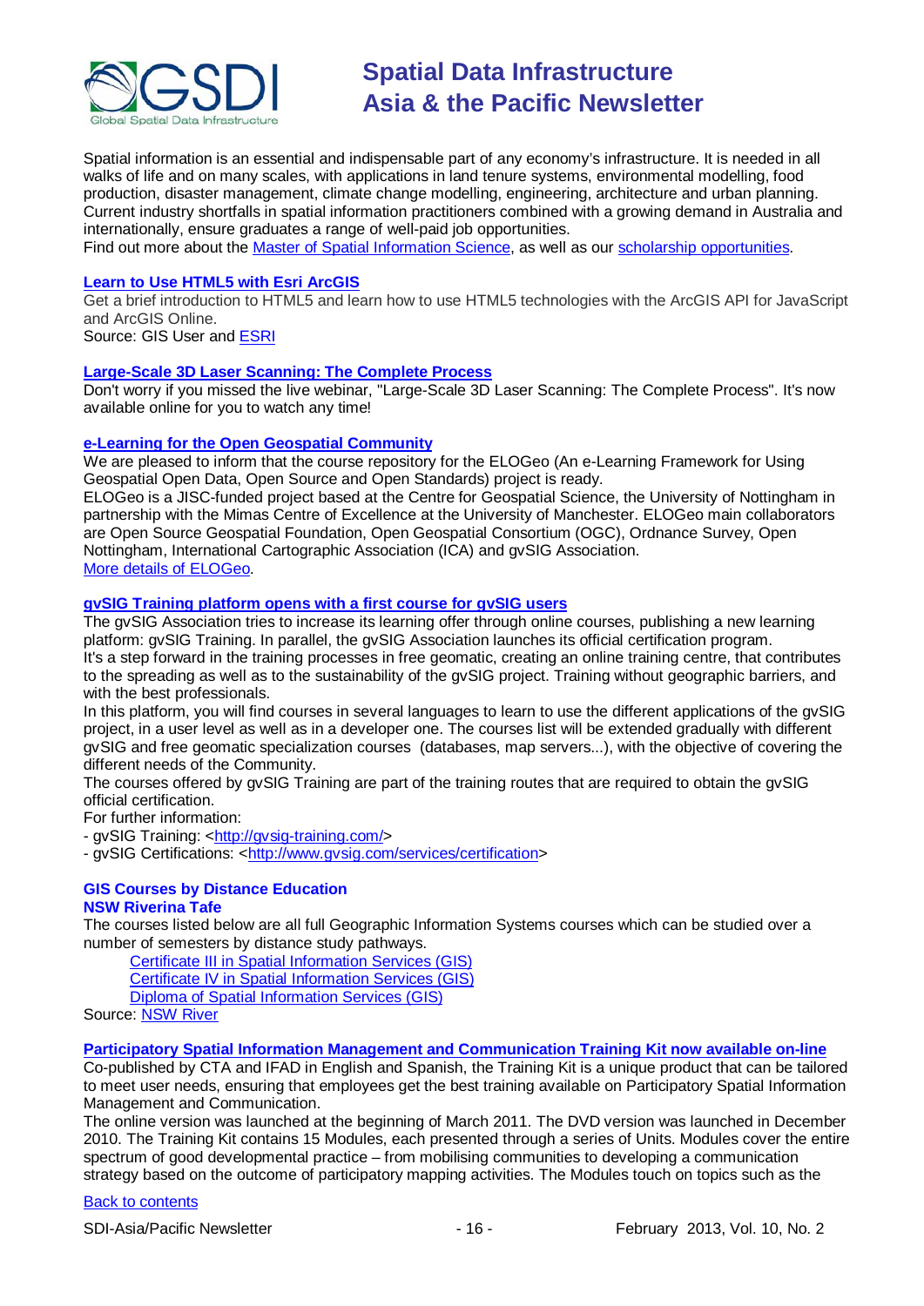Spatial information is an essential and indispensable part of any economy's infrastructure. It is needed in all walks of life and on many scales, with applications in land tenure systems, environmental modelling, food production, disaster management, climate change modelling, engineering, architecture and urban planning. Current industry shortfalls in spatial information practitioners combined with a growing demand in Australia and internationally, ensure graduates a range of well-paid job opportunities.
Find out more about the Master of Spatial Information Science, as well as our scholarship opportunities.

**Learn to Use HTML5 with Esri ArcGIS**
Get a brief introduction to HTML5 and learn how to use HTML5 technologies with the ArcGIS API for JavaScript and ArcGIS Online.
Source: GIS User and ESRI

**Large-Scale 3D Laser Scanning: The Complete Process**
Don't worry if you missed the live webinar, "Large-Scale 3D Laser Scanning: The Complete Process". It's now available online for you to watch any time!

**e-Learning for the Open Geospatial Community**
We are pleased to inform that the course repository for the ELOGeo (An e-Learning Framework for Using Geospatial Open Data, Open Source and Open Standards) project is ready.
ELOGeo is a JISC-funded project based at the Centre for Geospatial Science, the University of Nottingham in partnership with the Mimas Centre of Excellence at the University of Manchester. ELOGeo main collaborators are Open Source Geospatial Foundation, Open Geospatial Consortium (OGC), Ordnance Survey, Open Nottingham, International Cartographic Association (ICA) and gvSIG Association.
More details of ELOGeo.

**gvSIG Training platform opens with a first course for gvSIG users**
The gvSIG Association tries to increase its learning offer through online courses, publishing a new learning platform: gvSIG Training. In parallel, the gvSIG Association launches its official certification program.
It's a step forward in the training processes in free geomatic, creating an online training centre, that contributes to the spreading as well as to the sustainability of the gvSIG project. Training without geographic barriers, and with the best professionals.
In this platform, you will find courses in several languages to learn to use the different applications of the gvSIG project, in a user level as well as in a developer one. The courses list will be extended gradually with different gvSIG and free geomatic specialization courses (databases, map servers...), with the objective of covering the different needs of the Community.
The courses offered by gvSIG Training are part of the training routes that are required to obtain the gvSIG official certification.
For further information:
- gvSIG Training: <http://gvsig-training.com/>
- gvSIG Certifications: <http://www.gvsig.com/services/certification>

**GIS Courses by Distance Education**
**NSW Riverina Tafe**
The courses listed below are all full Geographic Information Systems courses which can be studied over a number of semesters by distance study pathways.

- Certificate III in Spatial Information Services (GIS)
- Certificate IV in Spatial Information Services (GIS)
- Diploma of Spatial Information Services (GIS)

Source: NSW River

**Participatory Spatial Information Management and Communication Training Kit now available on-line**
Co-published by CTA and IFAD in English and Spanish, the Training Kit is a unique product that can be tailored to meet user needs, ensuring that employees get the best training available on Participatory Spatial Information Management and Communication.
The online version was launched at the beginning of March 2011. The DVD version was launched in December 2010. The Training Kit contains 15 Modules, each presented through a series of Units. Modules cover the entire spectrum of good developmental practice – from mobilising communities to developing a communication strategy based on the outcome of participatory mapping activities. The Modules touch on topics such as the

Back to contents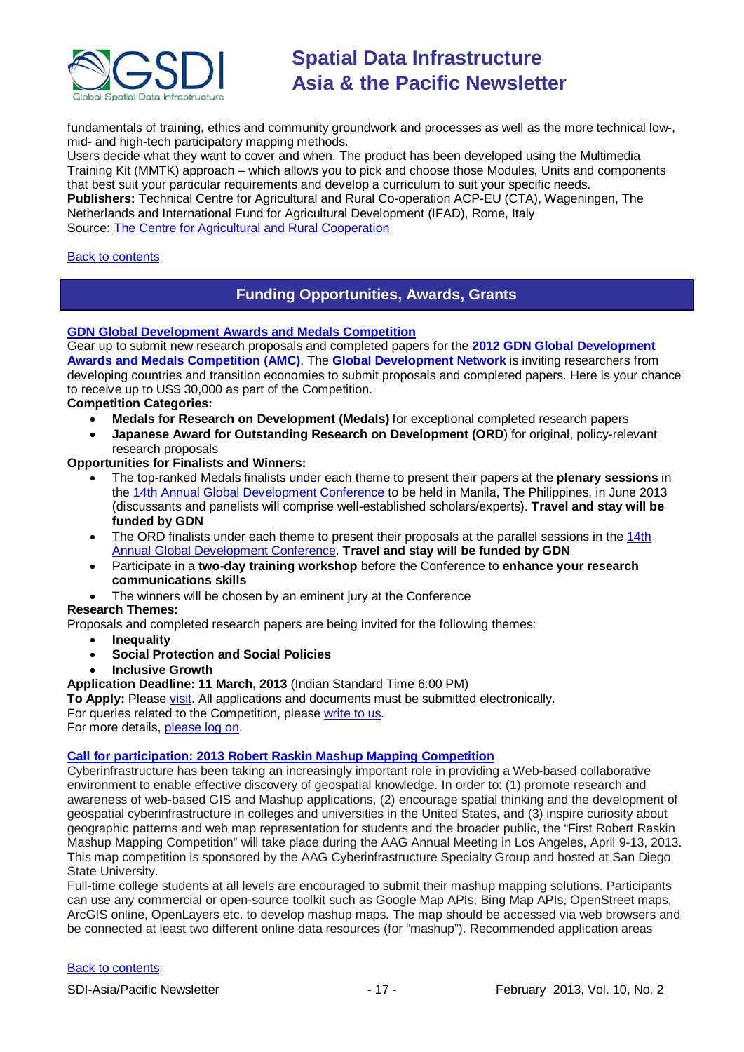fundamentals of training, ethics and community groundwork and processes as well as the more technical low-, mid- and high-tech participatory mapping methods.
Users decide what they want to cover and when. The product has been developed using the Multimedia Training Kit (MMTK) approach – which allows you to pick and choose those Modules, Units and components that best suit your particular requirements and develop a curriculum to suit your specific needs.
**Publishers:** Technical Centre for Agricultural and Rural Co-operation ACP-EU (CTA), Wageningen, The Netherlands and International Fund for Agricultural Development (IFAD), Rome, Italy
Source: The Centre for Agricultural and Rural Cooperation

Back to contents

## Funding Opportunities, Awards, Grants

### GDN Global Development Awards and Medals Competition

Gear up to submit new research proposals and completed papers for the **2012 GDN Global Development Awards and Medals Competition (AMC)**. The **Global Development Network** is inviting researchers from developing countries and transition economies to submit proposals and completed papers. Here is your chance to receive up to US$ 30,000 as part of the Competition.

**Competition Categories:**

- **Medals for Research on Development (Medals)** for exceptional completed research papers
- **Japanese Award for Outstanding Research on Development (ORD**) for original, policy-relevant research proposals

**Opportunities for Finalists and Winners:**

- The top-ranked Medals finalists under each theme to present their papers at the **plenary sessions** in the 14th Annual Global Development Conference to be held in Manila, The Philippines, in June 2013 (discussants and panelists will comprise well-established scholars/experts). **Travel and stay will be funded by GDN**
- The ORD finalists under each theme to present their proposals at the parallel sessions in the 14th Annual Global Development Conference. **Travel and stay will be funded by GDN**
- Participate in a **two-day training workshop** before the Conference to **enhance your research communications skills**
- The winners will be chosen by an eminent jury at the Conference

**Research Themes:**
Proposals and completed research papers are being invited for the following themes:

- **Inequality**
- **Social Protection and Social Policies**
- **Inclusive Growth**

**Application Deadline: 11 March, 2013** (Indian Standard Time 6:00 PM)
**To Apply:** Please visit. All applications and documents must be submitted electronically.
For queries related to the Competition, please write to us.
For more details, please log on.

### Call for participation: 2013 Robert Raskin Mashup Mapping Competition

Cyberinfrastructure has been taking an increasingly important role in providing a Web-based collaborative environment to enable effective discovery of geospatial knowledge. In order to: (1) promote research and awareness of web-based GIS and Mashup applications, (2) encourage spatial thinking and the development of geospatial cyberinfrastructure in colleges and universities in the United States, and (3) inspire curiosity about geographic patterns and web map representation for students and the broader public, the "First Robert Raskin Mashup Mapping Competition" will take place during the AAG Annual Meeting in Los Angeles, April 9-13, 2013. This map competition is sponsored by the AAG Cyberinfrastructure Specialty Group and hosted at San Diego State University.
Full-time college students at all levels are encouraged to submit their mashup mapping solutions. Participants can use any commercial or open-source toolkit such as Google Map APIs, Bing Map APIs, OpenStreet maps, ArcGIS online, OpenLayers etc. to develop mashup maps. The map should be accessed via web browsers and be connected at least two different online data resources (for "mashup"). Recommended application areas

Back to contents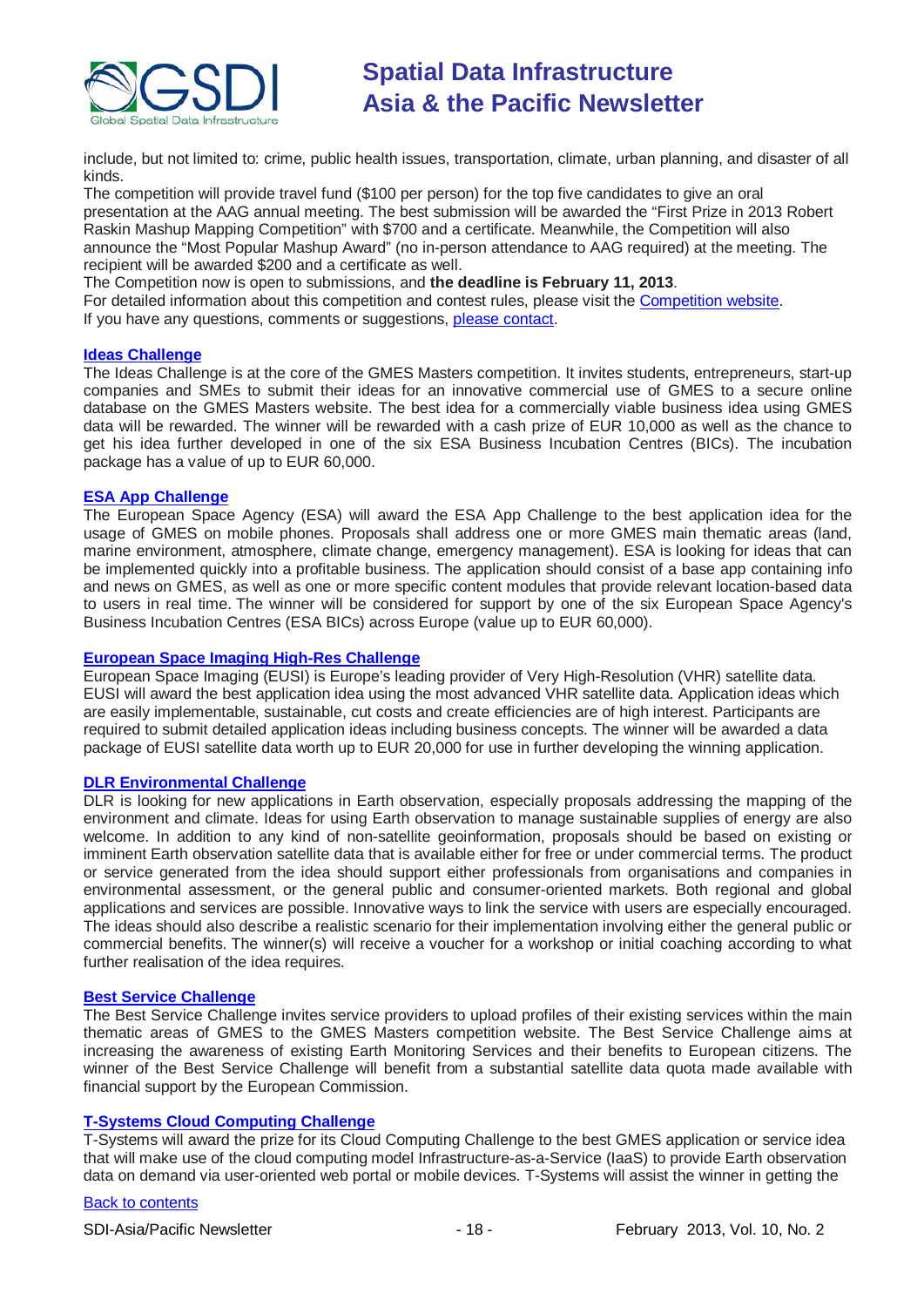include, but not limited to: crime, public health issues, transportation, climate, urban planning, and disaster of all kinds.

The competition will provide travel fund ($100 per person) for the top five candidates to give an oral presentation at the AAG annual meeting. The best submission will be awarded the "First Prize in 2013 Robert Raskin Mashup Mapping Competition" with $700 and a certificate. Meanwhile, the Competition will also announce the "Most Popular Mashup Award" (no in-person attendance to AAG required) at the meeting. The recipient will be awarded $200 and a certificate as well.

The Competition now is open to submissions, and **the deadline is February 11, 2013**.

For detailed information about this competition and contest rules, please visit the Competition website.

If you have any questions, comments or suggestions, please contact.

### Ideas Challenge

The Ideas Challenge is at the core of the GMES Masters competition. It invites students, entrepreneurs, start-up companies and SMEs to submit their ideas for an innovative commercial use of GMES to a secure online database on the GMES Masters website. The best idea for a commercially viable business idea using GMES data will be rewarded. The winner will be rewarded with a cash prize of EUR 10,000 as well as the chance to get his idea further developed in one of the six ESA Business Incubation Centres (BICs). The incubation package has a value of up to EUR 60,000.

### ESA App Challenge

The European Space Agency (ESA) will award the ESA App Challenge to the best application idea for the usage of GMES on mobile phones. Proposals shall address one or more GMES main thematic areas (land, marine environment, atmosphere, climate change, emergency management). ESA is looking for ideas that can be implemented quickly into a profitable business. The application should consist of a base app containing info and news on GMES, as well as one or more specific content modules that provide relevant location-based data to users in real time. The winner will be considered for support by one of the six European Space Agency's Business Incubation Centres (ESA BICs) across Europe (value up to EUR 60,000).

### European Space Imaging High-Res Challenge

European Space Imaging (EUSI) is Europe's leading provider of Very High-Resolution (VHR) satellite data. EUSI will award the best application idea using the most advanced VHR satellite data. Application ideas which are easily implementable, sustainable, cut costs and create efficiencies are of high interest. Participants are required to submit detailed application ideas including business concepts. The winner will be awarded a data package of EUSI satellite data worth up to EUR 20,000 for use in further developing the winning application.

### DLR Environmental Challenge

DLR is looking for new applications in Earth observation, especially proposals addressing the mapping of the environment and climate. Ideas for using Earth observation to manage sustainable supplies of energy are also welcome. In addition to any kind of non-satellite geoinformation, proposals should be based on existing or imminent Earth observation satellite data that is available either for free or under commercial terms. The product or service generated from the idea should support either professionals from organisations and companies in environmental assessment, or the general public and consumer-oriented markets. Both regional and global applications and services are possible. Innovative ways to link the service with users are especially encouraged. The ideas should also describe a realistic scenario for their implementation involving either the general public or commercial benefits. The winner(s) will receive a voucher for a workshop or initial coaching according to what further realisation of the idea requires.

### Best Service Challenge

The Best Service Challenge invites service providers to upload profiles of their existing services within the main thematic areas of GMES to the GMES Masters competition website. The Best Service Challenge aims at increasing the awareness of existing Earth Monitoring Services and their benefits to European citizens. The winner of the Best Service Challenge will benefit from a substantial satellite data quota made available with financial support by the European Commission.

### T-Systems Cloud Computing Challenge

T-Systems will award the prize for its Cloud Computing Challenge to the best GMES application or service idea that will make use of the cloud computing model Infrastructure-as-a-Service (IaaS) to provide Earth observation data on demand via user-oriented web portal or mobile devices. T-Systems will assist the winner in getting the

Back to contents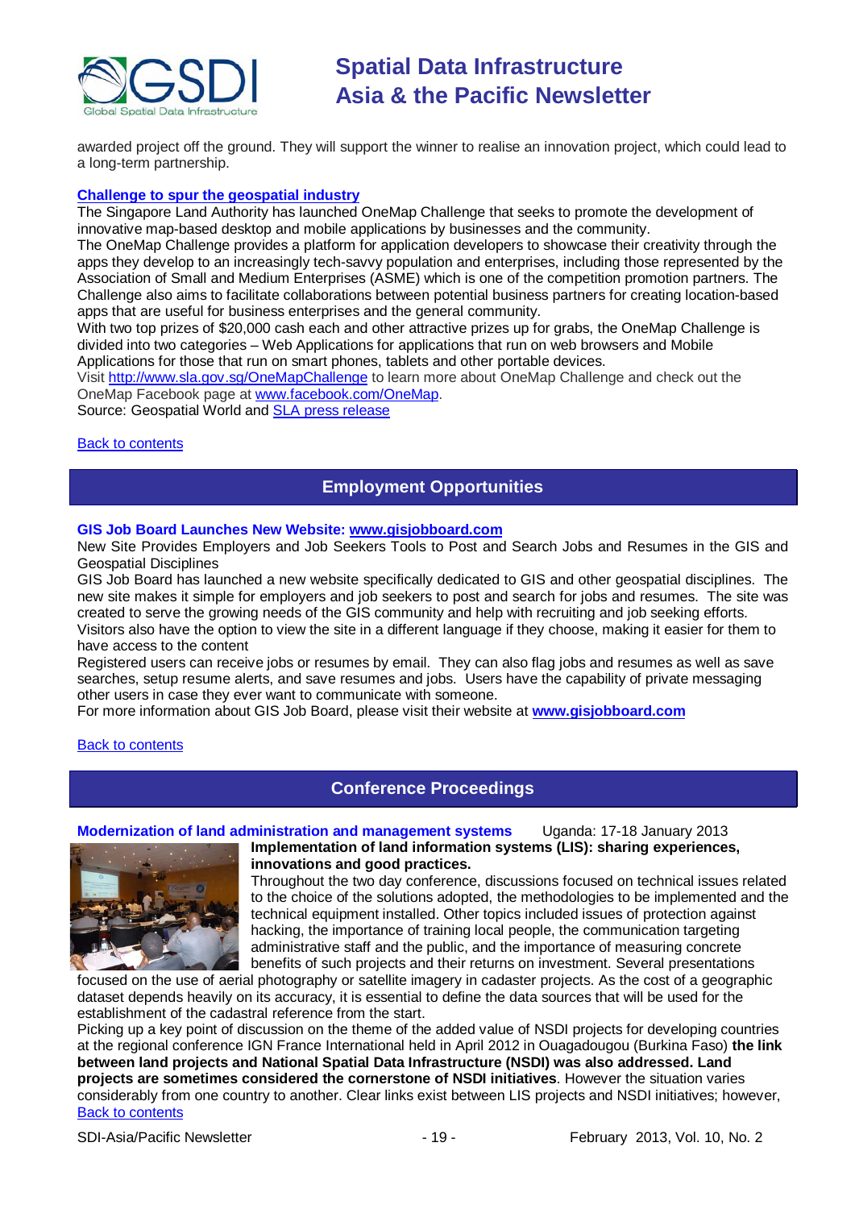awarded project off the ground. They will support the winner to realise an innovation project, which could lead to a long-term partnership.

### [Challenge to spur the geospatial industry]

The Singapore Land Authority has launched OneMap Challenge that seeks to promote the development of innovative map-based desktop and mobile applications by businesses and the community.

The OneMap Challenge provides a platform for application developers to showcase their creativity through the apps they develop to an increasingly tech-savvy population and enterprises, including those represented by the Association of Small and Medium Enterprises (ASME) which is one of the competition promotion partners. The Challenge also aims to facilitate collaborations between potential business partners for creating location-based apps that are useful for business enterprises and the general community.

With two top prizes of $20,000 cash each and other attractive prizes up for grabs, the OneMap Challenge is divided into two categories – Web Applications for applications that run on web browsers and Mobile Applications for those that run on smart phones, tablets and other portable devices.

Visit http://www.sla.gov.sg/OneMapChallenge to learn more about OneMap Challenge and check out the OneMap Facebook page at www.facebook.com/OneMap.

Source: Geospatial World and SLA press release

Back to contents

## Employment Opportunities

### GIS Job Board Launches New Website: www.gisjobboard.com

New Site Provides Employers and Job Seekers Tools to Post and Search Jobs and Resumes in the GIS and Geospatial Disciplines

GIS Job Board has launched a new website specifically dedicated to GIS and other geospatial disciplines. The new site makes it simple for employers and job seekers to post and search for jobs and resumes. The site was created to serve the growing needs of the GIS community and help with recruiting and job seeking efforts. Visitors also have the option to view the site in a different language if they choose, making it easier for them to have access to the content

Registered users can receive jobs or resumes by email. They can also flag jobs and resumes as well as save searches, setup resume alerts, and save resumes and jobs. Users have the capability of private messaging other users in case they ever want to communicate with someone.

For more information about GIS Job Board, please visit their website at **www.gisjobboard.com**

Back to contents

## Conference Proceedings

### Modernization of land administration and management systems — Uganda: 17-18 January 2013

**Implementation of land information systems (LIS): sharing experiences, innovations and good practices.**

Throughout the two day conference, discussions focused on technical issues related to the choice of the solutions adopted, the methodologies to be implemented and the technical equipment installed. Other topics included issues of protection against hacking, the importance of training local people, the communication targeting administrative staff and the public, and the importance of measuring concrete benefits of such projects and their returns on investment. Several presentations focused on the use of aerial photography or satellite imagery in cadaster projects. As the cost of a geographic dataset depends heavily on its accuracy, it is essential to define the data sources that will be used for the establishment of the cadastral reference from the start.

Picking up a key point of discussion on the theme of the added value of NSDI projects for developing countries at the regional conference IGN France International held in April 2012 in Ouagadougou (Burkina Faso) **the link between land projects and National Spatial Data Infrastructure (NSDI) was also addressed. Land projects are sometimes considered the cornerstone of NSDI initiatives**. However the situation varies considerably from one country to another. Clear links exist between LIS projects and NSDI initiatives; however,

Back to contents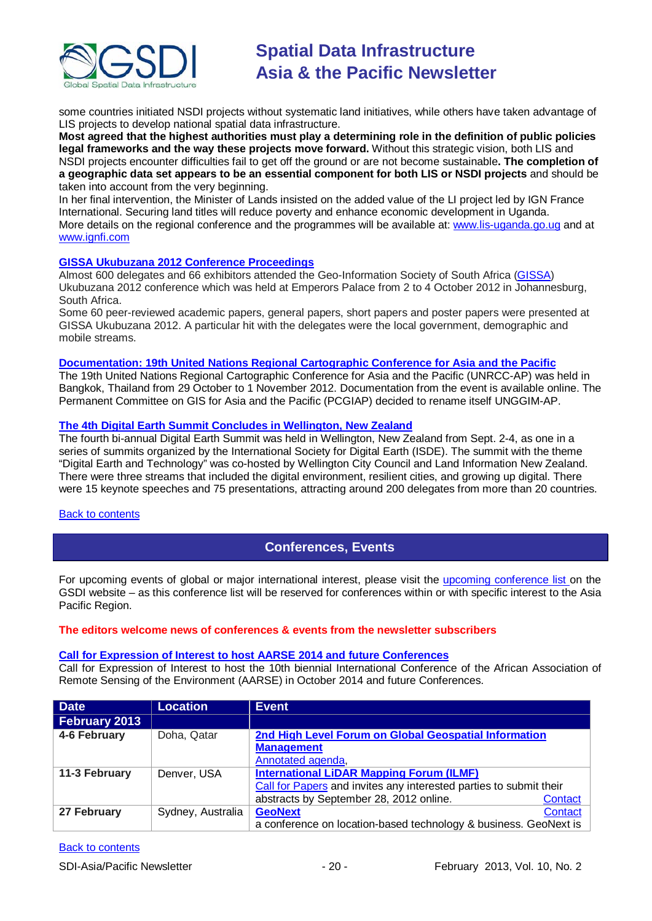some countries initiated NSDI projects without systematic land initiatives, while others have taken advantage of LIS projects to develop national spatial data infrastructure.

**Most agreed that the highest authorities must play a determining role in the definition of public policies legal frameworks and the way these projects move forward.** Without this strategic vision, both LIS and NSDI projects encounter difficulties fail to get off the ground or are not become sustainable**. The completion of a geographic data set appears to be an essential component for both LIS or NSDI projects** and should be taken into account from the very beginning.

In her final intervention, the Minister of Lands insisted on the added value of the LI project led by IGN France International. Securing land titles will reduce poverty and enhance economic development in Uganda.

More details on the regional conference and the programmes will be available at: www.lis-uganda.go.ug and at www.ignfi.com

**GISSA Ukubuzana 2012 Conference Proceedings**

Almost 600 delegates and 66 exhibitors attended the Geo-Information Society of South Africa (GISSA) Ukubuzana 2012 conference which was held at Emperors Palace from 2 to 4 October 2012 in Johannesburg, South Africa.

Some 60 peer-reviewed academic papers, general papers, short papers and poster papers were presented at GISSA Ukubuzana 2012. A particular hit with the delegates were the local government, demographic and mobile streams.

**Documentation: 19th United Nations Regional Cartographic Conference for Asia and the Pacific**

The 19th United Nations Regional Cartographic Conference for Asia and the Pacific (UNRCC-AP) was held in Bangkok, Thailand from 29 October to 1 November 2012. Documentation from the event is available online. The Permanent Committee on GIS for Asia and the Pacific (PCGIAP) decided to rename itself UNGGIM-AP.

**The 4th Digital Earth Summit Concludes in Wellington, New Zealand**

The fourth bi-annual Digital Earth Summit was held in Wellington, New Zealand from Sept. 2-4, as one in a series of summits organized by the International Society for Digital Earth (ISDE). The summit with the theme "Digital Earth and Technology" was co-hosted by Wellington City Council and Land Information New Zealand. There were three streams that included the digital environment, resilient cities, and growing up digital. There were 15 keynote speeches and 75 presentations, attracting around 200 delegates from more than 20 countries.

Back to contents

## Conferences, Events

For upcoming events of global or major international interest, please visit the upcoming conference list on the GSDI website – as this conference list will be reserved for conferences within or with specific interest to the Asia Pacific Region.

**The editors welcome news of conferences & events from the newsletter subscribers**

**Call for Expression of Interest to host AARSE 2014 and future Conferences**

Call for Expression of Interest to host the 10th biennial International Conference of the African Association of Remote Sensing of the Environment (AARSE) in October 2014 and future Conferences.

| Date | Location | Event |
|---|---|---|
| **February 2013** | | |
| **4-6 February** | Doha, Qatar | **2nd High Level Forum on Global Geospatial Information Management** Annotated agenda, |
| **11-3 February** | Denver, USA | **International LiDAR Mapping Forum (ILMF)** Call for Papers and invites any interested parties to submit their abstracts by September 28, 2012 online. Contact |
| **27 February** | Sydney, Australia | **GeoNext** Contact a conference on location-based technology & business. GeoNext is |

Back to contents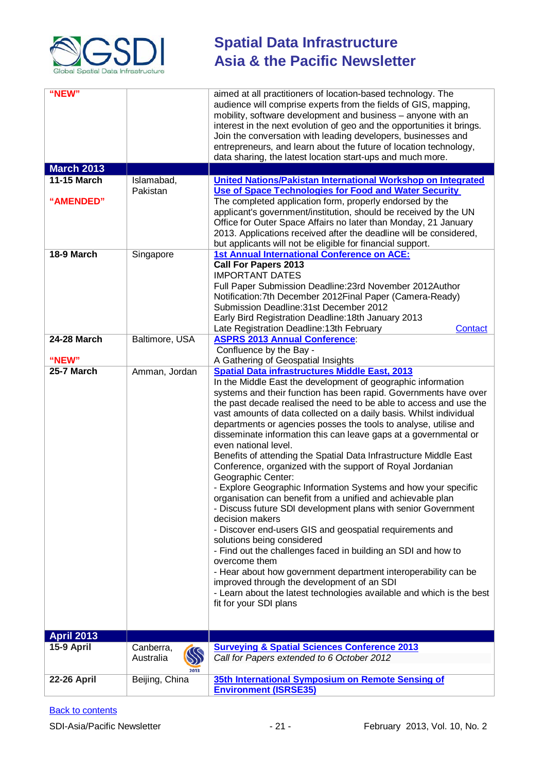| | | |
|---|---|---|
| **"NEW"** | | aimed at all practitioners of location-based technology. The audience will comprise experts from the fields of GIS, mapping, mobility, software development and business – anyone with an interest in the next evolution of geo and the opportunities it brings. Join the conversation with leading developers, businesses and entrepreneurs, and learn about the future of location technology, data sharing, the latest location start-ups and much more. |
| **March 2013** | | |
| **11-15 March**<br><br>**"AMENDED"** | Islamabad, Pakistan | **United Nations/Pakistan International Workshop on Integrated Use of Space Technologies for Food and Water Security**<br>The completed application form, properly endorsed by the applicant's government/institution, should be received by the UN Office for Outer Space Affairs no later than Monday, 21 January 2013. Applications received after the deadline will be considered, but applicants will not be eligible for financial support. |
| **18-9 March** | Singapore | **1st Annual International Conference on ACE:**<br>**Call For Papers 2013**<br>IMPORTANT DATES<br>Full Paper Submission Deadline:23rd November 2012Author Notification:7th December 2012Final Paper (Camera-Ready) Submission Deadline:31st December 2012<br>Early Bird Registration Deadline:18th January 2013<br>Late Registration Deadline:13th February Contact |
| **24-28 March**<br><br>**"NEW"** | Baltimore, USA | **ASPRS 2013 Annual Conference**:<br>Confluence by the Bay -<br>A Gathering of Geospatial Insights |
| **25-7 March** | Amman, Jordan | **Spatial Data infrastructures Middle East, 2013**<br>In the Middle East the development of geographic information systems and their function has been rapid. Governments have over the past decade realised the need to be able to access and use the vast amounts of data collected on a daily basis. Whilst individual departments or agencies posses the tools to analyse, utilise and disseminate information this can leave gaps at a governmental or even national level.<br>Benefits of attending the Spatial Data Infrastructure Middle East Conference, organized with the support of Royal Jordanian Geographic Center:<br>- Explore Geographic Information Systems and how your specific organisation can benefit from a unified and achievable plan<br>- Discuss future SDI development plans with senior Government decision makers<br>- Discover end-users GIS and geospatial requirements and solutions being considered<br>- Find out the challenges faced in building an SDI and how to overcome them<br>- Hear about how government department interoperability can be improved through the development of an SDI<br>- Learn about the latest technologies available and which is the best fit for your SDI plans |
| **April 2013** | | |
| **15-9 April** | Canberra, Australia | **Surveying & Spatial Sciences Conference 2013**<br>*Call for Papers extended to 6 October 2012* |
| **22-26 April** | Beijing, China | **35th International Symposium on Remote Sensing of Environment (ISRSE35)** |

Back to contents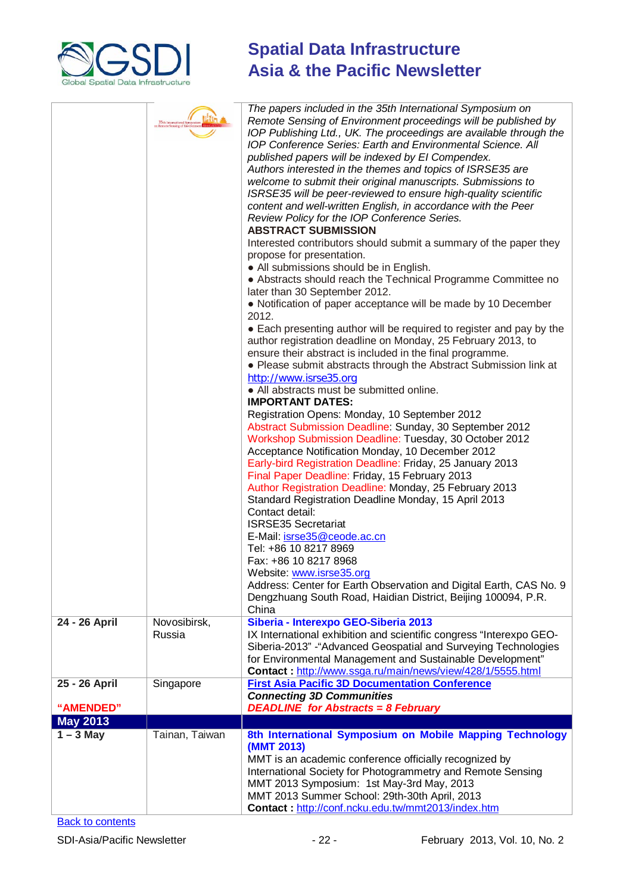| | | |
|---|---|---|
| | | *The papers included in the 35th International Symposium on Remote Sensing of Environment proceedings will be published by IOP Publishing Ltd., UK. The proceedings are available through the IOP Conference Series: Earth and Environmental Science. All published papers will be indexed by EI Compendex.* <br> *Authors interested in the themes and topics of ISRSE35 are welcome to submit their original manuscripts. Submissions to ISRSE35 will be peer-reviewed to ensure high-quality scientific content and well-written English, in accordance with the Peer Review Policy for the IOP Conference Series.* <br> **ABSTRACT SUBMISSION** <br> Interested contributors should submit a summary of the paper they propose for presentation. <br> ● All submissions should be in English. <br> ● Abstracts should reach the Technical Programme Committee no later than 30 September 2012. <br> ● Notification of paper acceptance will be made by 10 December 2012. <br> ● Each presenting author will be required to register and pay by the author registration deadline on Monday, 25 February 2013, to ensure their abstract is included in the final programme. <br> ● Please submit abstracts through the Abstract Submission link at http://www.isrse35.org <br> ● All abstracts must be submitted online. <br> **IMPORTANT DATES:** <br> Registration Opens: Monday, 10 September 2012 <br> Abstract Submission Deadline: Sunday, 30 September 2012 <br> Workshop Submission Deadline: Tuesday, 30 October 2012 <br> Acceptance Notification Monday, 10 December 2012 <br> Early-bird Registration Deadline: Friday, 25 January 2013 <br> Final Paper Deadline: Friday, 15 February 2013 <br> Author Registration Deadline: Monday, 25 February 2013 <br> Standard Registration Deadline Monday, 15 April 2013 <br> Contact detail: <br> ISRSE35 Secretariat <br> E-Mail: isrse35@ceode.ac.cn <br> Tel: +86 10 8217 8969 <br> Fax: +86 10 8217 8968 <br> Website: www.isrse35.org <br> Address: Center for Earth Observation and Digital Earth, CAS No. 9 Dengzhuang South Road, Haidian District, Beijing 100094, P.R. China |
| **24 - 26 April** | Novosibirsk, Russia | **Siberia - Interexpo GEO-Siberia 2013** <br> IX International exhibition and scientific congress "Interexpo GEO-Siberia-2013" -"Advanced Geospatial and Surveying Technologies for Environmental Management and Sustainable Development" <br> **Contact :** http://www.ssga.ru/main/news/view/428/1/5555.html |
| **25 - 26 April** <br><br> **"AMENDED"** | Singapore | **First Asia Pacific 3D Documentation Conference** <br> ***Connecting 3D Communities*** <br> ***DEADLINE for Abstracts = 8 February*** |
| **May 2013** | | |
| **1 – 3 May** | Tainan, Taiwan | **8th International Symposium on Mobile Mapping Technology (MMT 2013)** <br> MMT is an academic conference officially recognized by International Society for Photogrammetry and Remote Sensing <br> MMT 2013 Symposium: 1st May-3rd May, 2013 <br> MMT 2013 Summer School: 29th-30th April, 2013 <br> **Contact :** http://conf.ncku.edu.tw/mmt2013/index.htm |

Back to contents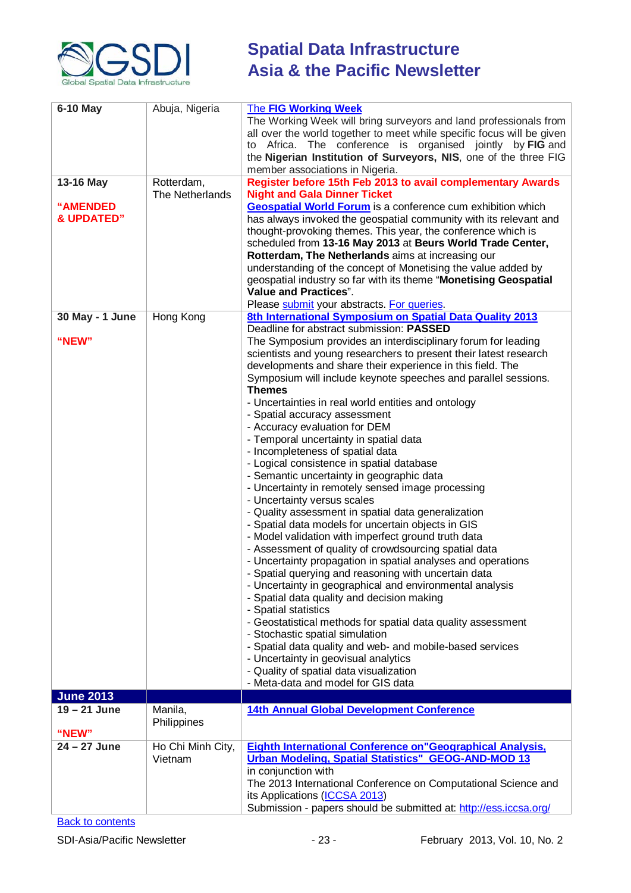| | | |
|---|---|---|
| **6-10 May** | Abuja, Nigeria | **[The FIG Working Week]** The Working Week will bring surveyors and land professionals from all over the world together to meet while specific focus will be given to Africa. The conference is organised jointly by **FIG** and the **Nigerian Institution of Surveyors, NIS**, one of the three FIG member associations in Nigeria. |
| **13-16 May** **"AMENDED & UPDATED"** | Rotterdam, The Netherlands | **Register before 15th Feb 2013 to avail complementary Awards Night and Gala Dinner Ticket** **Geospatial World Forum** is a conference cum exhibition which has always invoked the geospatial community with its relevant and thought-provoking themes. This year, the conference which is scheduled from **13-16 May 2013** at **Beurs World Trade Center, Rotterdam, The Netherlands** aims at increasing our understanding of the concept of Monetising the value added by geospatial industry so far with its theme "**Monetising Geospatial Value and Practices**". Please submit your abstracts. For queries. |
| **30 May - 1 June** **"NEW"** | Hong Kong | **8th International Symposium on Spatial Data Quality 2013** Deadline for abstract submission: **PASSED** The Symposium provides an interdisciplinary forum for leading scientists and young researchers to present their latest research developments and share their experience in this field. The Symposium will include keynote speeches and parallel sessions. **Themes** - Uncertainties in real world entities and ontology - Spatial accuracy assessment - Accuracy evaluation for DEM - Temporal uncertainty in spatial data - Incompleteness of spatial data - Logical consistence in spatial database - Semantic uncertainty in geographic data - Uncertainty in remotely sensed image processing - Uncertainty versus scales - Quality assessment in spatial data generalization - Spatial data models for uncertain objects in GIS - Model validation with imperfect ground truth data - Assessment of quality of crowdsourcing spatial data - Uncertainty propagation in spatial analyses and operations - Spatial querying and reasoning with uncertain data - Uncertainty in geographical and environmental analysis - Spatial data quality and decision making - Spatial statistics - Geostatistical methods for spatial data quality assessment - Stochastic spatial simulation - Spatial data quality and web- and mobile-based services - Uncertainty in geovisual analytics - Quality of spatial data visualization - Meta-data and model for GIS data |
| **June 2013** | | |
| **19 – 21 June** **"NEW"** | Manila, Philippines | **14th Annual Global Development Conference** |
| **24 – 27 June** | Ho Chi Minh City, Vietnam | **Eighth International Conference on"Geographical Analysis, Urban Modeling, Spatial Statistics" GEOG-AND-MOD 13** in conjunction with The 2013 International Conference on Computational Science and its Applications (ICCSA 2013) Submission - papers should be submitted at: http://ess.iccsa.org/ |

Back to contents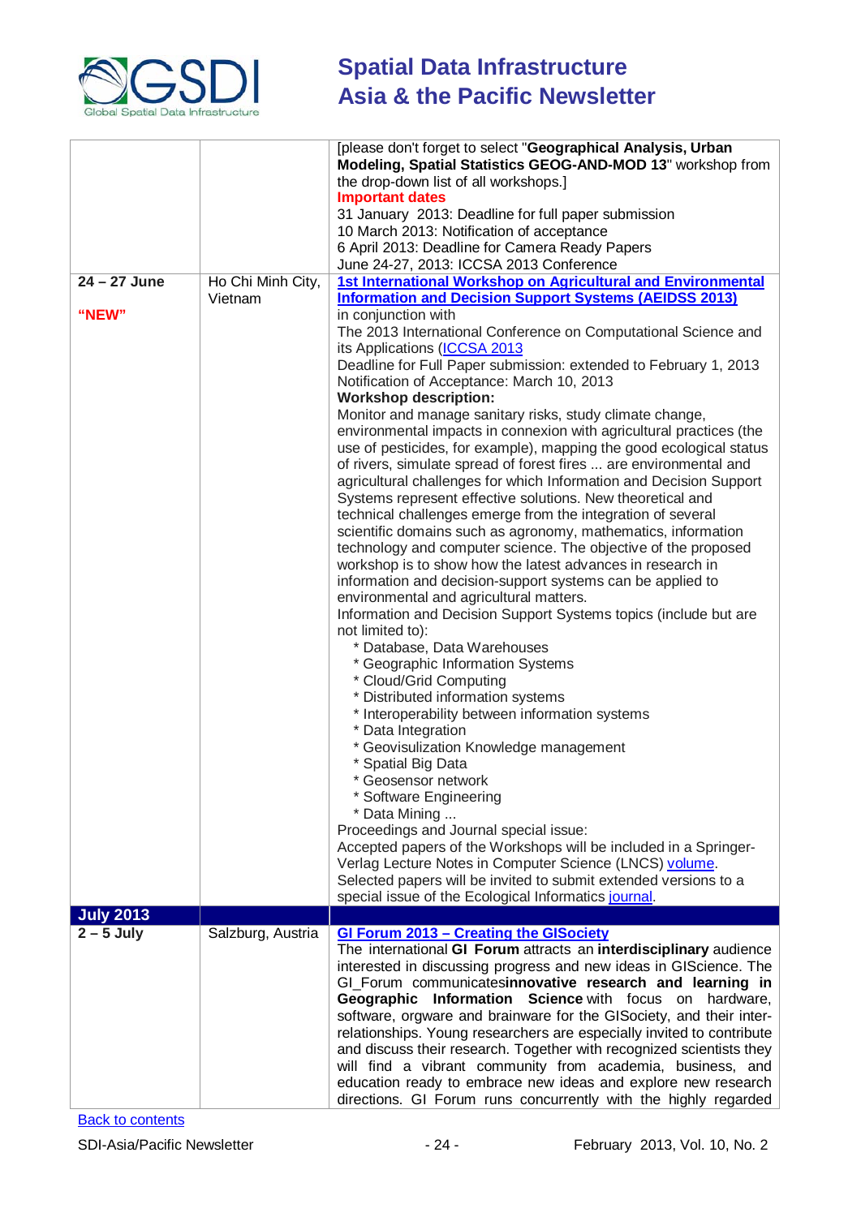| | | |
|---|---|---|
| | | [please don't forget to select "**Geographical Analysis, Urban Modeling, Spatial Statistics GEOG-AND-MOD 13**" workshop from the drop-down list of all workshops.]<br>**Important dates**<br>31 January 2013: Deadline for full paper submission<br>10 March 2013: Notification of acceptance<br>6 April 2013: Deadline for Camera Ready Papers<br>June 24-27, 2013: ICCSA 2013 Conference |
| **24 – 27 June**<br><br>**"NEW"** | Ho Chi Minh City, Vietnam | **1st International Workshop on Agricultural and Environmental Information and Decision Support Systems (AEIDSS 2013)**<br>in conjunction with<br>The 2013 International Conference on Computational Science and its Applications (ICCSA 2013)<br>Deadline for Full Paper submission: extended to February 1, 2013<br>Notification of Acceptance: March 10, 2013<br>**Workshop description:**<br>Monitor and manage sanitary risks, study climate change, environmental impacts in connexion with agricultural practices (the use of pesticides, for example), mapping the good ecological status of rivers, simulate spread of forest fires ... are environmental and agricultural challenges for which Information and Decision Support Systems represent effective solutions. New theoretical and technical challenges emerge from the integration of several scientific domains such as agronomy, mathematics, information technology and computer science. The objective of the proposed workshop is to show how the latest advances in research in information and decision-support systems can be applied to environmental and agricultural matters.<br>Information and Decision Support Systems topics (include but are not limited to):<br>* Database, Data Warehouses<br>* Geographic Information Systems<br>* Cloud/Grid Computing<br>* Distributed information systems<br>* Interoperability between information systems<br>* Data Integration<br>* Geovisulization Knowledge management<br>* Spatial Big Data<br>* Geosensor network<br>* Software Engineering<br>* Data Mining ...<br>Proceedings and Journal special issue:<br>Accepted papers of the Workshops will be included in a Springer-Verlag Lecture Notes in Computer Science (LNCS) volume.<br>Selected papers will be invited to submit extended versions to a special issue of the Ecological Informatics journal. |
| **July 2013** | | |
| **2 – 5 July** | Salzburg, Austria | **GI Forum 2013 – Creating the GISociety**<br>The international **GI Forum** attracts an **interdisciplinary** audience interested in discussing progress and new ideas in GIScience. The GI_Forum communicates**innovative research and learning in Geographic Information Science** with focus on hardware, software, orgware and brainware for the GISociety, and their inter-relationships. Young researchers are especially invited to contribute and discuss their research. Together with recognized scientists they will find a vibrant community from academia, business, and education ready to embrace new ideas and explore new research directions. GI Forum runs concurrently with the highly regarded |

Back to contents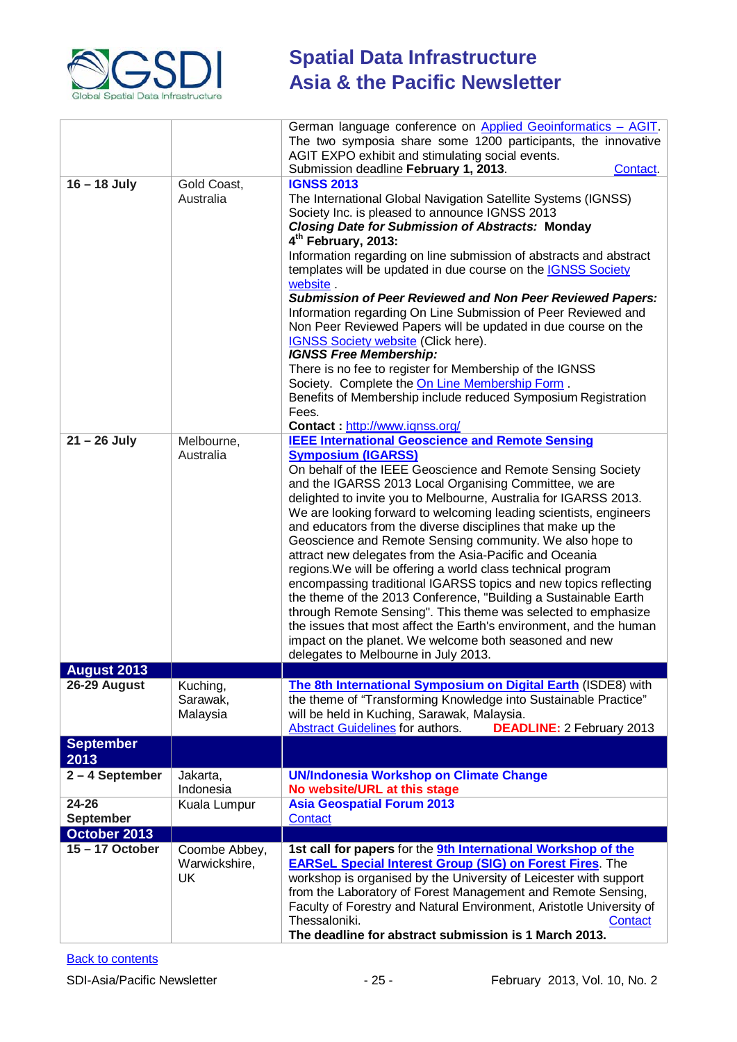| | | |
|---|---|---|
| | | German language conference on Applied Geoinformatics – AGIT. The two symposia share some 1200 participants, the innovative AGIT EXPO exhibit and stimulating social events. Submission deadline **February 1, 2013**. Contact. |
| **16 – 18 July** | Gold Coast, Australia | **IGNSS 2013** The International Global Navigation Satellite Systems (IGNSS) Society Inc. is pleased to announce IGNSS 2013 ***Closing Date for Submission of Abstracts:*** **Monday 4th February, 2013:** Information regarding on line submission of abstracts and abstract templates will be updated in due course on the IGNSS Society website . ***Submission of Peer Reviewed and Non Peer Reviewed Papers:*** Information regarding On Line Submission of Peer Reviewed and Non Peer Reviewed Papers will be updated in due course on the IGNSS Society website (Click here). ***IGNSS Free Membership:*** There is no fee to register for Membership of the IGNSS Society. Complete the On Line Membership Form . Benefits of Membership include reduced Symposium Registration Fees. **Contact :** http://www.ignss.org/ |
| **21 – 26 July** | Melbourne, Australia | **IEEE International Geoscience and Remote Sensing Symposium (IGARSS)** On behalf of the IEEE Geoscience and Remote Sensing Society and the IGARSS 2013 Local Organising Committee, we are delighted to invite you to Melbourne, Australia for IGARSS 2013. We are looking forward to welcoming leading scientists, engineers and educators from the diverse disciplines that make up the Geoscience and Remote Sensing community. We also hope to attract new delegates from the Asia-Pacific and Oceania regions.We will be offering a world class technical program encompassing traditional IGARSS topics and new topics reflecting the theme of the 2013 Conference, "Building a Sustainable Earth through Remote Sensing". This theme was selected to emphasize the issues that most affect the Earth's environment, and the human impact on the planet. We welcome both seasoned and new delegates to Melbourne in July 2013. |
| **August 2013** | | |
| **26-29 August** | Kuching, Sarawak, Malaysia | **The 8th International Symposium on Digital Earth** (ISDE8) with the theme of "Transforming Knowledge into Sustainable Practice" will be held in Kuching, Sarawak, Malaysia. Abstract Guidelines for authors. **DEADLINE:** 2 February 2013 |
| **September 2013** | | |
| **2 – 4 September** | Jakarta, Indonesia | **UN/Indonesia Workshop on Climate Change** **No website/URL at this stage** |
| **24-26 September** | Kuala Lumpur | **Asia Geospatial Forum 2013** Contact |
| **October 2013** | | |
| **15 – 17 October** | Coombe Abbey, Warwickshire, UK | **1st call for papers** for the **9th International Workshop of the EARSeL Special Interest Group (SIG) on Forest Fires**. The workshop is organised by the University of Leicester with support from the Laboratory of Forest Management and Remote Sensing, Faculty of Forestry and Natural Environment, Aristotle University of Thessaloniki. Contact **The deadline for abstract submission is 1 March 2013.** |

Back to contents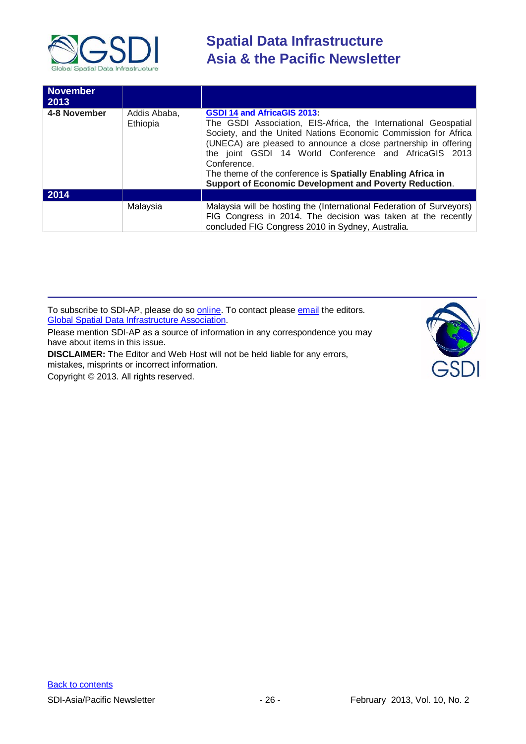| November 2013 | | |
|---|---|---|
| **4-8 November** | Addis Ababa, Ethiopia | **GSDI 14 and AfricaGIS 2013:** The GSDI Association, EIS-Africa, the International Geospatial Society, and the United Nations Economic Commission for Africa (UNECA) are pleased to announce a close partnership in offering the joint GSDI 14 World Conference and AfricaGIS 2013 Conference. The theme of the conference is **Spatially Enabling Africa in Support of Economic Development and Poverty Reduction**. |
| **2014** | | |
| | Malaysia | Malaysia will be hosting the (International Federation of Surveyors) FIG Congress in 2014. The decision was taken at the recently concluded FIG Congress 2010 in Sydney, Australia. |

To subscribe to SDI-AP, please do so online. To contact please email the editors.
Global Spatial Data Infrastructure Association.

Please mention SDI-AP as a source of information in any correspondence you may have about items in this issue.

**DISCLAIMER:** The Editor and Web Host will not be held liable for any errors, mistakes, misprints or incorrect information.

Copyright © 2013. All rights reserved.

Back to contents